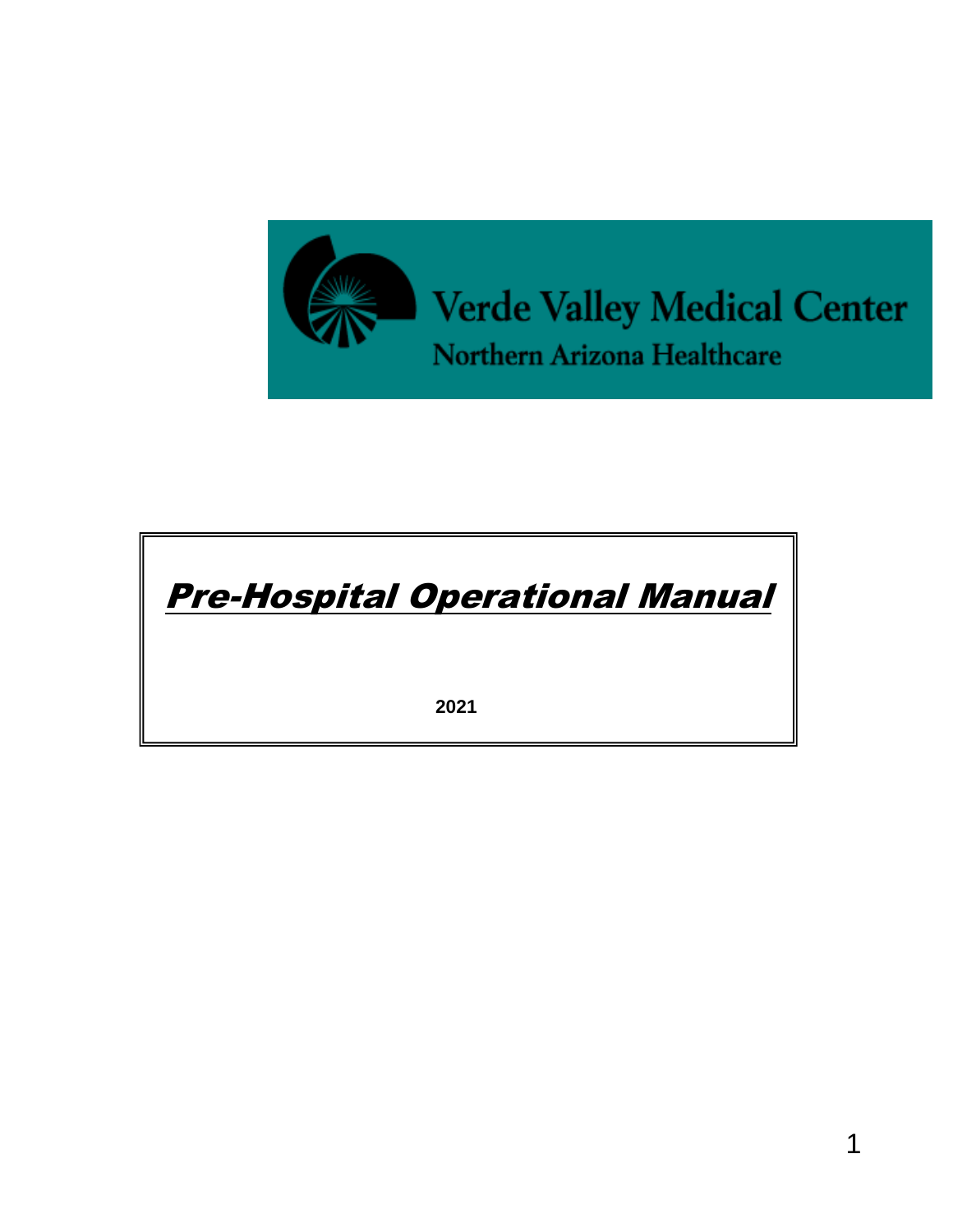Verde Valley Medical Center

Northern Arizona Healthcare

# ***Pre-Hospital Operational Manual***

**2021**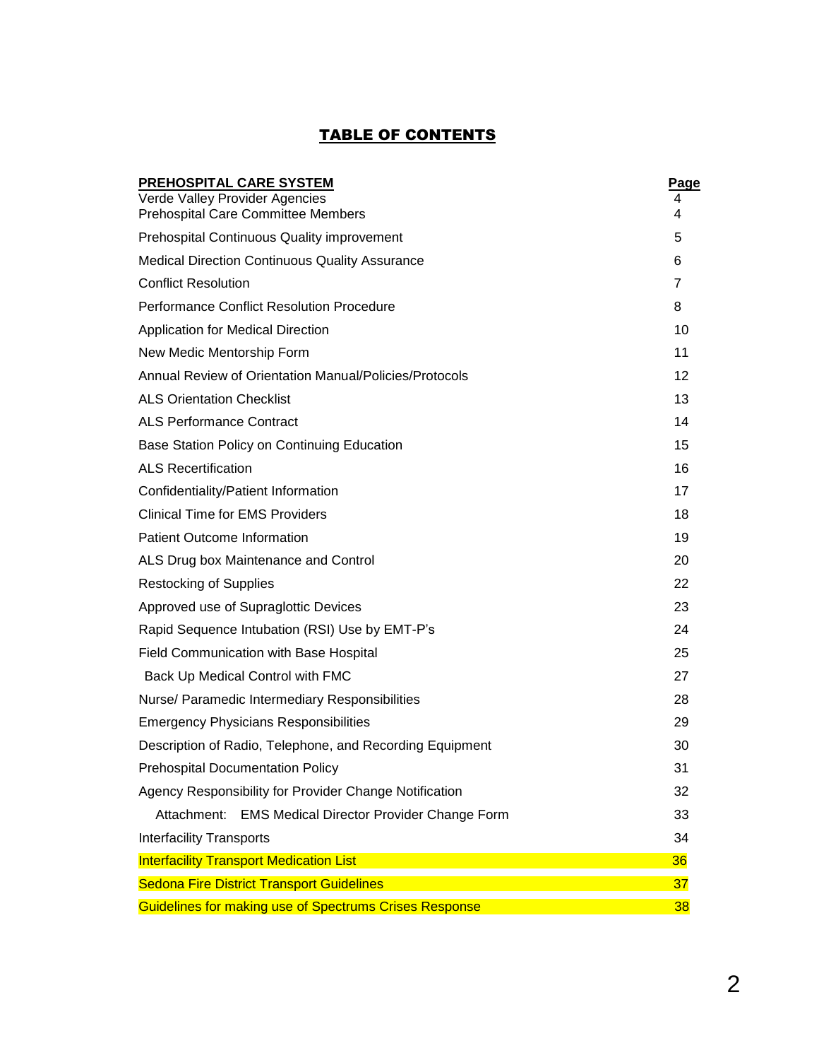# TABLE OF CONTENTS

| PREHOSPITAL CARE SYSTEM | Page |
|---|---|
| Verde Valley Provider Agencies | 4 |
| Prehospital Care Committee Members | 4 |
| Prehospital Continuous Quality improvement | 5 |
| Medical Direction Continuous Quality Assurance | 6 |
| Conflict Resolution | 7 |
| Performance Conflict Resolution Procedure | 8 |
| Application for Medical Direction | 10 |
| New Medic Mentorship Form | 11 |
| Annual Review of Orientation Manual/Policies/Protocols | 12 |
| ALS Orientation Checklist | 13 |
| ALS Performance Contract | 14 |
| Base Station Policy on Continuing Education | 15 |
| ALS Recertification | 16 |
| Confidentiality/Patient Information | 17 |
| Clinical Time for EMS Providers | 18 |
| Patient Outcome Information | 19 |
| ALS Drug box Maintenance and Control | 20 |
| Restocking of Supplies | 22 |
| Approved use of Supraglottic Devices | 23 |
| Rapid Sequence Intubation (RSI) Use by EMT-P's | 24 |
| Field Communication with Base Hospital | 25 |
| Back Up Medical Control with FMC | 27 |
| Nurse/ Paramedic Intermediary Responsibilities | 28 |
| Emergency Physicians Responsibilities | 29 |
| Description of Radio, Telephone, and Recording Equipment | 30 |
| Prehospital Documentation Policy | 31 |
| Agency Responsibility for Provider Change Notification | 32 |
| Attachment: EMS Medical Director Provider Change Form | 33 |
| Interfacility Transports | 34 |
| Interfacility Transport Medication List | 36 |
| Sedona Fire District Transport Guidelines | 37 |
| Guidelines for making use of Spectrums Crises Response | 38 |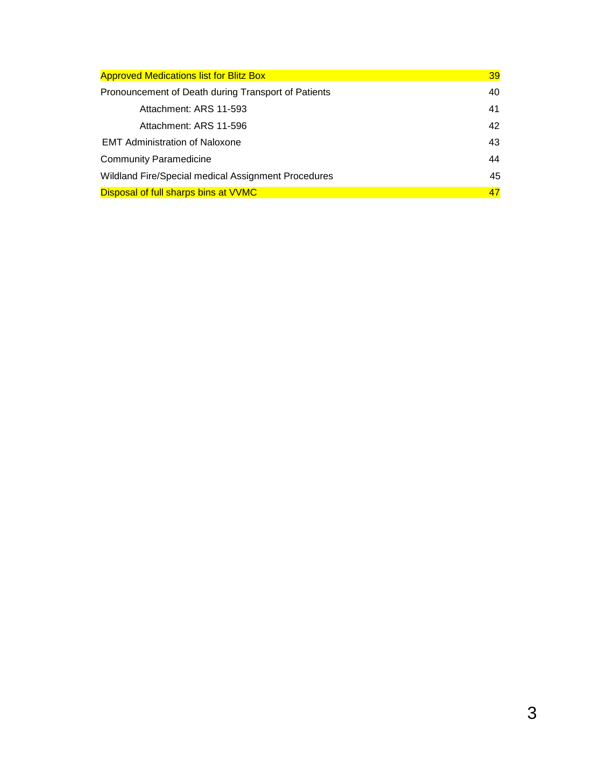| | |
|---|---|
| Approved Medications list for Blitz Box | 39 |
| Pronouncement of Death during Transport of Patients | 40 |
| Attachment: ARS 11-593 | 41 |
| Attachment: ARS 11-596 | 42 |
| EMT Administration of Naloxone | 43 |
| Community Paramedicine | 44 |
| Wildland Fire/Special medical Assignment Procedures | 45 |
| Disposal of full sharps bins at VVMC | 47 |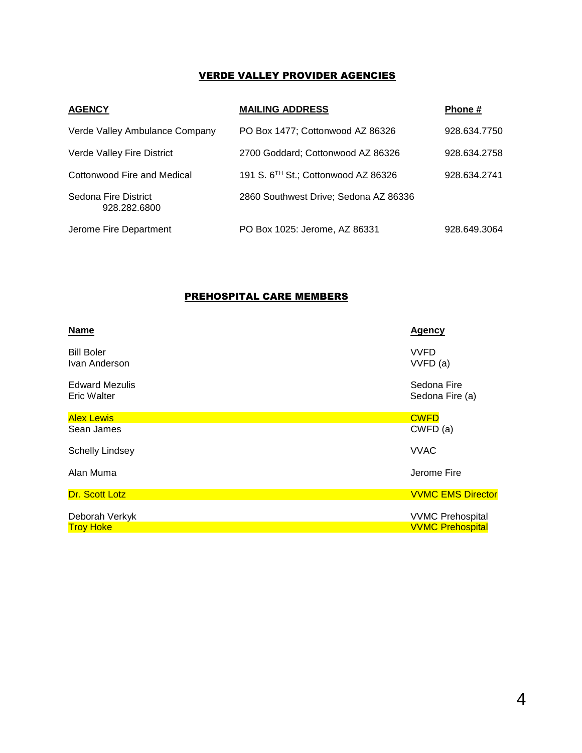## VERDE VALLEY PROVIDER AGENCIES

| AGENCY | MAILING ADDRESS | Phone # |
| --- | --- | --- |
| Verde Valley Ambulance Company | PO Box 1477; Cottonwood AZ 86326 | 928.634.7750 |
| Verde Valley Fire District | 2700 Goddard; Cottonwood AZ 86326 | 928.634.2758 |
| Cottonwood Fire and Medical | 191 S. 6TH St.; Cottonwood AZ 86326 | 928.634.2741 |
| Sedona Fire District 928.282.6800 | 2860 Southwest Drive; Sedona AZ 86336 | |
| Jerome Fire Department | PO Box 1025: Jerome, AZ 86331 | 928.649.3064 |

## PREHOSPITAL CARE MEMBERS

| Name | Agency |
| --- | --- |
| Bill Boler | VVFD |
| Ivan Anderson | VVFD (a) |
| Edward Mezulis | Sedona Fire |
| Eric Walter | Sedona Fire (a) |
| Alex Lewis | CWFD |
| Sean James | CWFD (a) |
| Schelly Lindsey | VVAC |
| Alan Muma | Jerome Fire |
| Dr. Scott Lotz | VVMC EMS Director |
| Deborah Verkyk | VVMC Prehospital |
| Troy Hoke | VVMC Prehospital |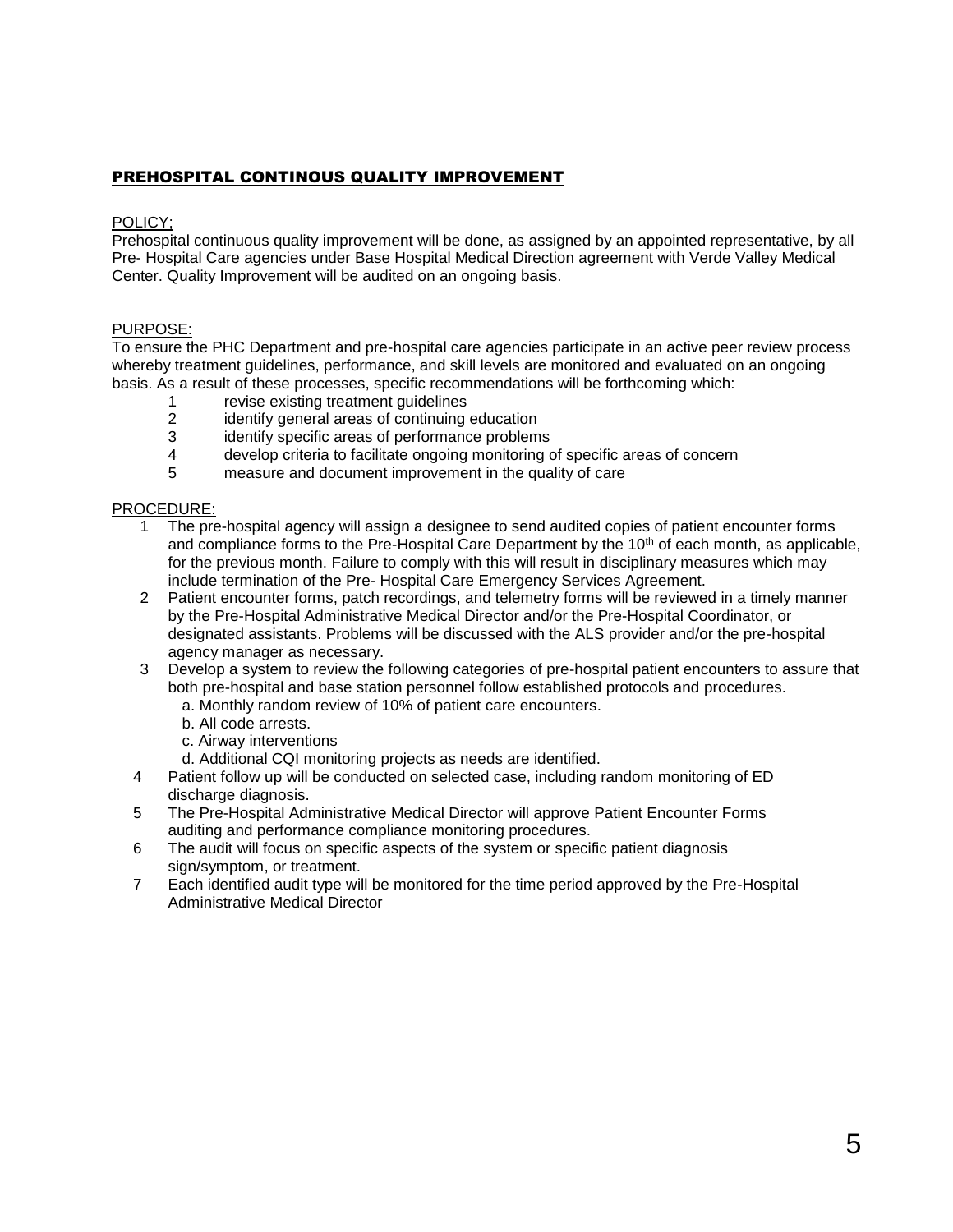## PREHOSPITAL CONTINOUS QUALITY IMPROVEMENT

POLICY;

Prehospital continuous quality improvement will be done, as assigned by an appointed representative, by all Pre- Hospital Care agencies under Base Hospital Medical Direction agreement with Verde Valley Medical Center. Quality Improvement will be audited on an ongoing basis.

PURPOSE:

To ensure the PHC Department and pre-hospital care agencies participate in an active peer review process whereby treatment guidelines, performance, and skill levels are monitored and evaluated on an ongoing basis. As a result of these processes, specific recommendations will be forthcoming which:

1. revise existing treatment guidelines
2. identify general areas of continuing education
3. identify specific areas of performance problems
4. develop criteria to facilitate ongoing monitoring of specific areas of concern
5. measure and document improvement in the quality of care

PROCEDURE:

1. The pre-hospital agency will assign a designee to send audited copies of patient encounter forms and compliance forms to the Pre-Hospital Care Department by the 10th of each month, as applicable, for the previous month. Failure to comply with this will result in disciplinary measures which may include termination of the Pre- Hospital Care Emergency Services Agreement.
2. Patient encounter forms, patch recordings, and telemetry forms will be reviewed in a timely manner by the Pre-Hospital Administrative Medical Director and/or the Pre-Hospital Coordinator, or designated assistants. Problems will be discussed with the ALS provider and/or the pre-hospital agency manager as necessary.
3. Develop a system to review the following categories of pre-hospital patient encounters to assure that both pre-hospital and base station personnel follow established protocols and procedures.
   a. Monthly random review of 10% of patient care encounters.
   b. All code arrests.
   c. Airway interventions
   d. Additional CQI monitoring projects as needs are identified.
4. Patient follow up will be conducted on selected case, including random monitoring of ED discharge diagnosis.
5. The Pre-Hospital Administrative Medical Director will approve Patient Encounter Forms auditing and performance compliance monitoring procedures.
6. The audit will focus on specific aspects of the system or specific patient diagnosis sign/symptom, or treatment.
7. Each identified audit type will be monitored for the time period approved by the Pre-Hospital Administrative Medical Director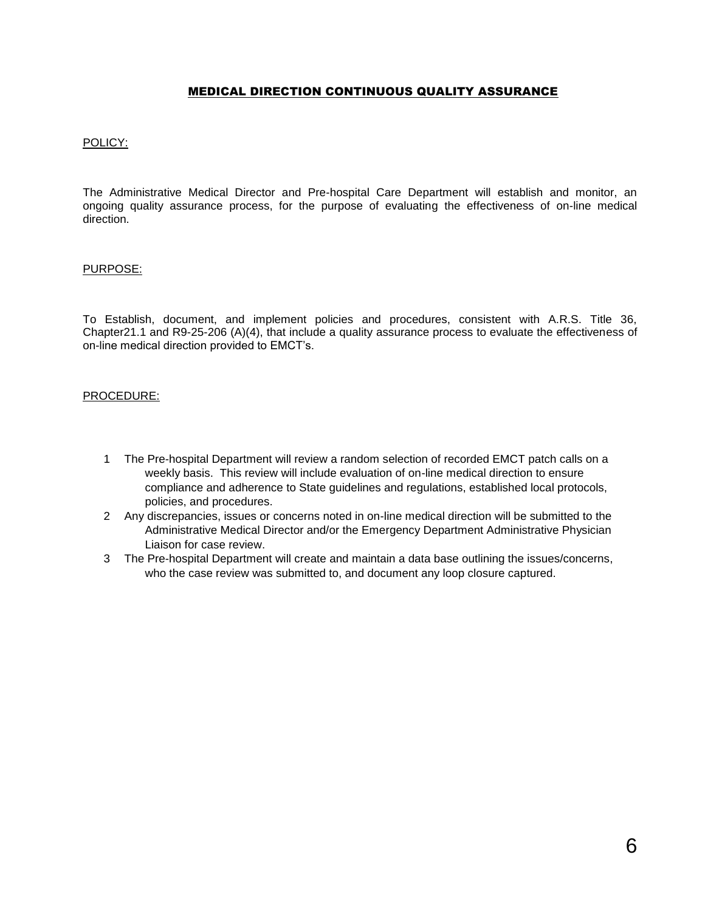## MEDICAL DIRECTION CONTINUOUS QUALITY ASSURANCE

POLICY:

The Administrative Medical Director and Pre-hospital Care Department will establish and monitor, an ongoing quality assurance process, for the purpose of evaluating the effectiveness of on-line medical direction.

PURPOSE:

To Establish, document, and implement policies and procedures, consistent with A.R.S. Title 36, Chapter21.1 and R9-25-206 (A)(4), that include a quality assurance process to evaluate the effectiveness of on-line medical direction provided to EMCT's.

PROCEDURE:

1. The Pre-hospital Department will review a random selection of recorded EMCT patch calls on a weekly basis. This review will include evaluation of on-line medical direction to ensure compliance and adherence to State guidelines and regulations, established local protocols, policies, and procedures.
2. Any discrepancies, issues or concerns noted in on-line medical direction will be submitted to the Administrative Medical Director and/or the Emergency Department Administrative Physician Liaison for case review.
3. The Pre-hospital Department will create and maintain a data base outlining the issues/concerns, who the case review was submitted to, and document any loop closure captured.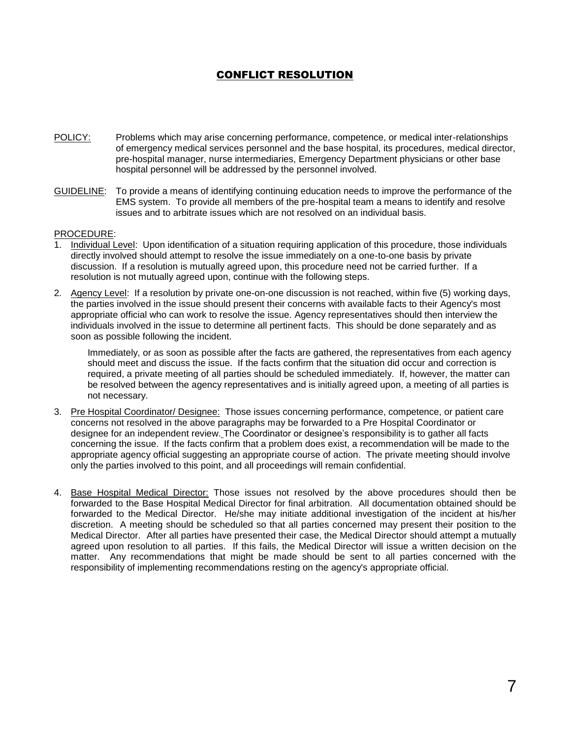# CONFLICT RESOLUTION

POLICY: Problems which may arise concerning performance, competence, or medical inter-relationships of emergency medical services personnel and the base hospital, its procedures, medical director, pre-hospital manager, nurse intermediaries, Emergency Department physicians or other base hospital personnel will be addressed by the personnel involved.

GUIDELINE: To provide a means of identifying continuing education needs to improve the performance of the EMS system. To provide all members of the pre-hospital team a means to identify and resolve issues and to arbitrate issues which are not resolved on an individual basis.

PROCEDURE:

1. Individual Level: Upon identification of a situation requiring application of this procedure, those individuals directly involved should attempt to resolve the issue immediately on a one-to-one basis by private discussion. If a resolution is mutually agreed upon, this procedure need not be carried further. If a resolution is not mutually agreed upon, continue with the following steps.

2. Agency Level: If a resolution by private one-on-one discussion is not reached, within five (5) working days, the parties involved in the issue should present their concerns with available facts to their Agency's most appropriate official who can work to resolve the issue. Agency representatives should then interview the individuals involved in the issue to determine all pertinent facts. This should be done separately and as soon as possible following the incident.

   Immediately, or as soon as possible after the facts are gathered, the representatives from each agency should meet and discuss the issue. If the facts confirm that the situation did occur and correction is required, a private meeting of all parties should be scheduled immediately. If, however, the matter can be resolved between the agency representatives and is initially agreed upon, a meeting of all parties is not necessary.

3. Pre Hospital Coordinator/ Designee: Those issues concerning performance, competence, or patient care concerns not resolved in the above paragraphs may be forwarded to a Pre Hospital Coordinator or designee for an independent review. The Coordinator or designee's responsibility is to gather all facts concerning the issue. If the facts confirm that a problem does exist, a recommendation will be made to the appropriate agency official suggesting an appropriate course of action. The private meeting should involve only the parties involved to this point, and all proceedings will remain confidential.

4. Base Hospital Medical Director: Those issues not resolved by the above procedures should then be forwarded to the Base Hospital Medical Director for final arbitration. All documentation obtained should be forwarded to the Medical Director. He/she may initiate additional investigation of the incident at his/her discretion. A meeting should be scheduled so that all parties concerned may present their position to the Medical Director. After all parties have presented their case, the Medical Director should attempt a mutually agreed upon resolution to all parties. If this fails, the Medical Director will issue a written decision on the matter. Any recommendations that might be made should be sent to all parties concerned with the responsibility of implementing recommendations resting on the agency's appropriate official.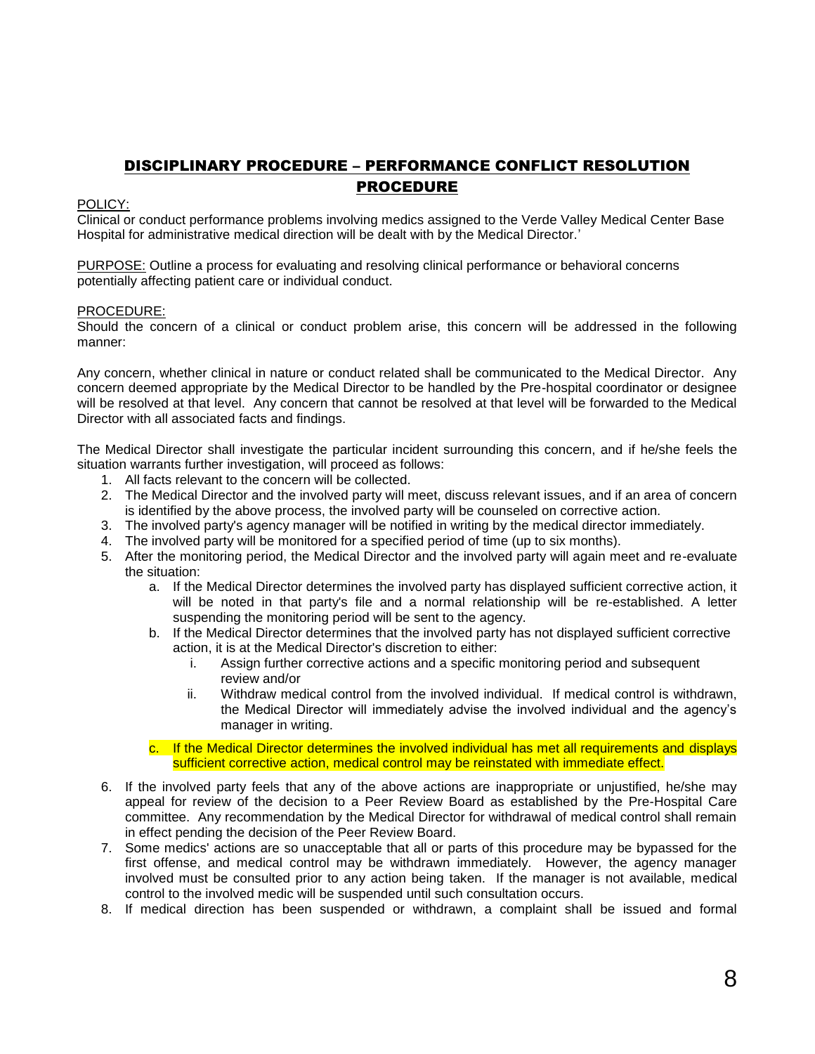## DISCIPLINARY PROCEDURE – PERFORMANCE CONFLICT RESOLUTION PROCEDURE

POLICY:
Clinical or conduct performance problems involving medics assigned to the Verde Valley Medical Center Base Hospital for administrative medical direction will be dealt with by the Medical Director.'

PURPOSE: Outline a process for evaluating and resolving clinical performance or behavioral concerns potentially affecting patient care or individual conduct.

PROCEDURE:
Should the concern of a clinical or conduct problem arise, this concern will be addressed in the following manner:

Any concern, whether clinical in nature or conduct related shall be communicated to the Medical Director. Any concern deemed appropriate by the Medical Director to be handled by the Pre-hospital coordinator or designee will be resolved at that level. Any concern that cannot be resolved at that level will be forwarded to the Medical Director with all associated facts and findings.

The Medical Director shall investigate the particular incident surrounding this concern, and if he/she feels the situation warrants further investigation, will proceed as follows:

1. All facts relevant to the concern will be collected.
2. The Medical Director and the involved party will meet, discuss relevant issues, and if an area of concern is identified by the above process, the involved party will be counseled on corrective action.
3. The involved party's agency manager will be notified in writing by the medical director immediately.
4. The involved party will be monitored for a specified period of time (up to six months).
5. After the monitoring period, the Medical Director and the involved party will again meet and re-evaluate the situation:
   a. If the Medical Director determines the involved party has displayed sufficient corrective action, it will be noted in that party's file and a normal relationship will be re-established. A letter suspending the monitoring period will be sent to the agency.
   b. If the Medical Director determines that the involved party has not displayed sufficient corrective action, it is at the Medical Director's discretion to either:
      i. Assign further corrective actions and a specific monitoring period and subsequent review and/or
      ii. Withdraw medical control from the involved individual. If medical control is withdrawn, the Medical Director will immediately advise the involved individual and the agency's manager in writing.
   c. If the Medical Director determines the involved individual has met all requirements and displays sufficient corrective action, medical control may be reinstated with immediate effect.
6. If the involved party feels that any of the above actions are inappropriate or unjustified, he/she may appeal for review of the decision to a Peer Review Board as established by the Pre-Hospital Care committee. Any recommendation by the Medical Director for withdrawal of medical control shall remain in effect pending the decision of the Peer Review Board.
7. Some medics' actions are so unacceptable that all or parts of this procedure may be bypassed for the first offense, and medical control may be withdrawn immediately. However, the agency manager involved must be consulted prior to any action being taken. If the manager is not available, medical control to the involved medic will be suspended until such consultation occurs.
8. If medical direction has been suspended or withdrawn, a complaint shall be issued and formal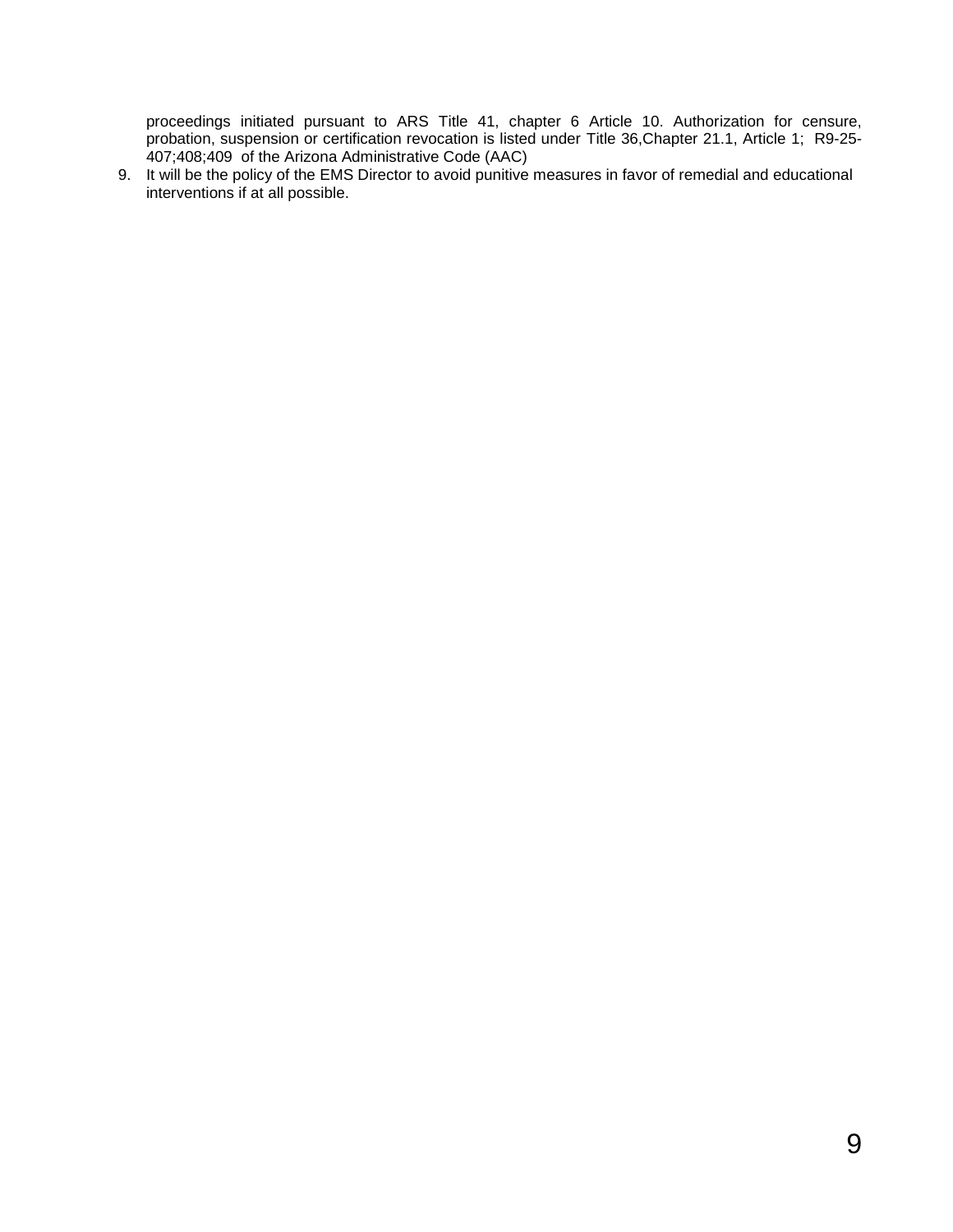proceedings initiated pursuant to ARS Title 41, chapter 6 Article 10. Authorization for censure, probation, suspension or certification revocation is listed under Title 36,Chapter 21.1, Article 1; R9-25-407;408;409 of the Arizona Administrative Code (AAC)

9. It will be the policy of the EMS Director to avoid punitive measures in favor of remedial and educational interventions if at all possible.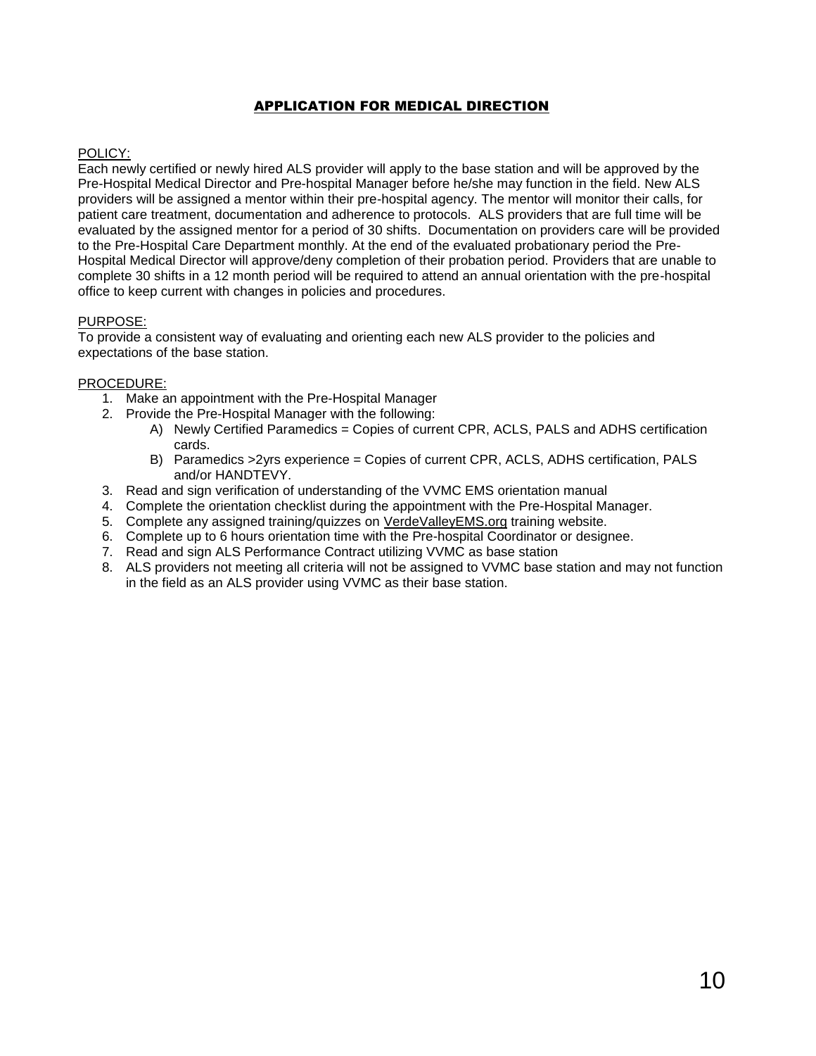## APPLICATION FOR MEDICAL DIRECTION

POLICY:

Each newly certified or newly hired ALS provider will apply to the base station and will be approved by the Pre-Hospital Medical Director and Pre-hospital Manager before he/she may function in the field. New ALS providers will be assigned a mentor within their pre-hospital agency. The mentor will monitor their calls, for patient care treatment, documentation and adherence to protocols. ALS providers that are full time will be evaluated by the assigned mentor for a period of 30 shifts. Documentation on providers care will be provided to the Pre-Hospital Care Department monthly. At the end of the evaluated probationary period the Pre-Hospital Medical Director will approve/deny completion of their probation period. Providers that are unable to complete 30 shifts in a 12 month period will be required to attend an annual orientation with the pre-hospital office to keep current with changes in policies and procedures.

PURPOSE:

To provide a consistent way of evaluating and orienting each new ALS provider to the policies and expectations of the base station.

PROCEDURE:

1. Make an appointment with the Pre-Hospital Manager
2. Provide the Pre-Hospital Manager with the following:
   A) Newly Certified Paramedics = Copies of current CPR, ACLS, PALS and ADHS certification cards.
   B) Paramedics >2yrs experience = Copies of current CPR, ACLS, ADHS certification, PALS and/or HANDTEVY.
3. Read and sign verification of understanding of the VVMC EMS orientation manual
4. Complete the orientation checklist during the appointment with the Pre-Hospital Manager.
5. Complete any assigned training/quizzes on VerdeValleyEMS.org training website.
6. Complete up to 6 hours orientation time with the Pre-hospital Coordinator or designee.
7. Read and sign ALS Performance Contract utilizing VVMC as base station
8. ALS providers not meeting all criteria will not be assigned to VVMC base station and may not function in the field as an ALS provider using VVMC as their base station.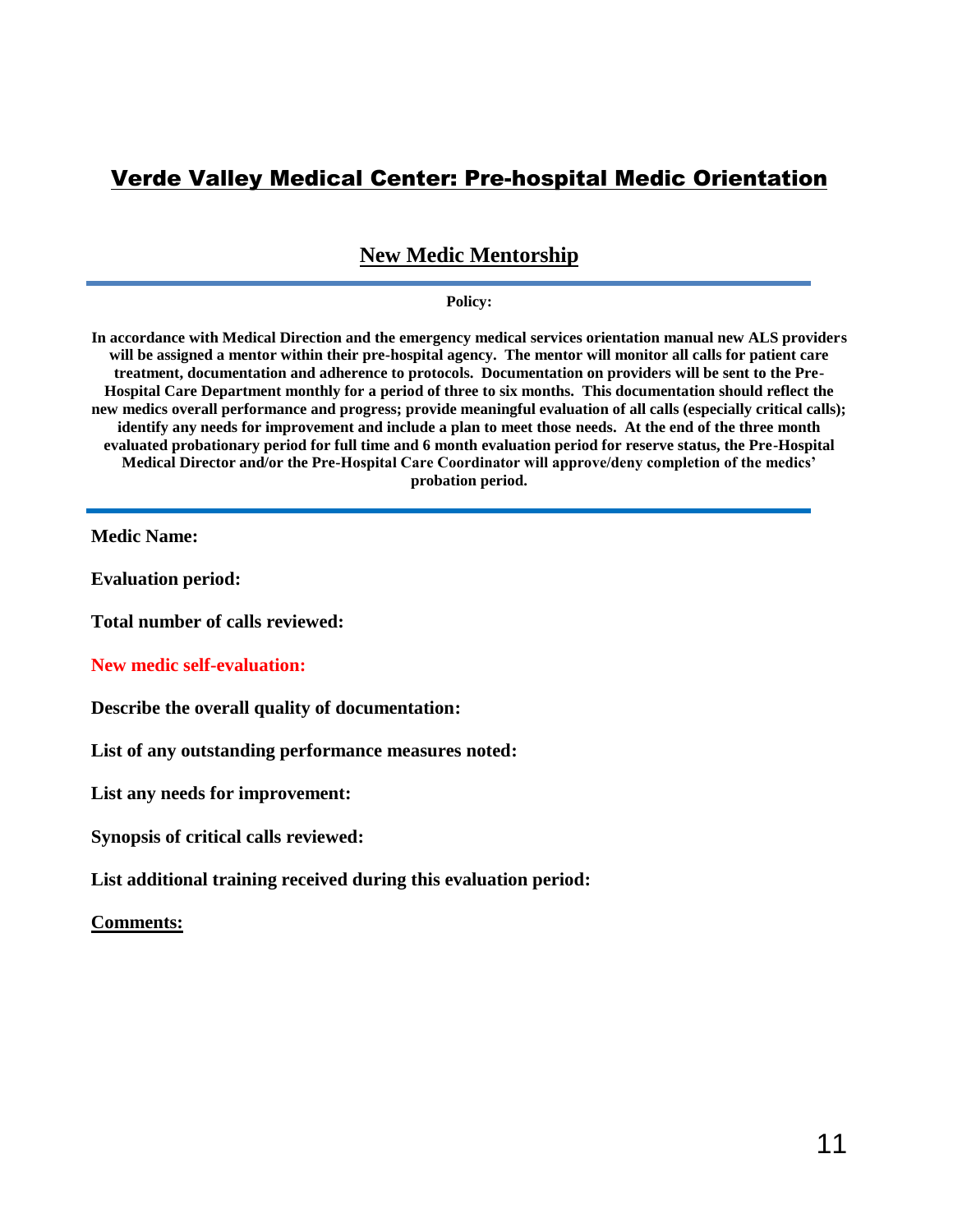# Verde Valley Medical Center: Pre-hospital Medic Orientation

## New Medic Mentorship

**Policy:**

**In accordance with Medical Direction and the emergency medical services orientation manual new ALS providers will be assigned a mentor within their pre-hospital agency. The mentor will monitor all calls for patient care treatment, documentation and adherence to protocols. Documentation on providers will be sent to the Pre-Hospital Care Department monthly for a period of three to six months. This documentation should reflect the new medics overall performance and progress; provide meaningful evaluation of all calls (especially critical calls); identify any needs for improvement and include a plan to meet those needs. At the end of the three month evaluated probationary period for full time and 6 month evaluation period for reserve status, the Pre-Hospital Medical Director and/or the Pre-Hospital Care Coordinator will approve/deny completion of the medics' probation period.**

**Medic Name:**

**Evaluation period:**

**Total number of calls reviewed:**

**New medic self-evaluation:**

**Describe the overall quality of documentation:**

**List of any outstanding performance measures noted:**

**List any needs for improvement:**

**Synopsis of critical calls reviewed:**

**List additional training received during this evaluation period:**

**Comments:**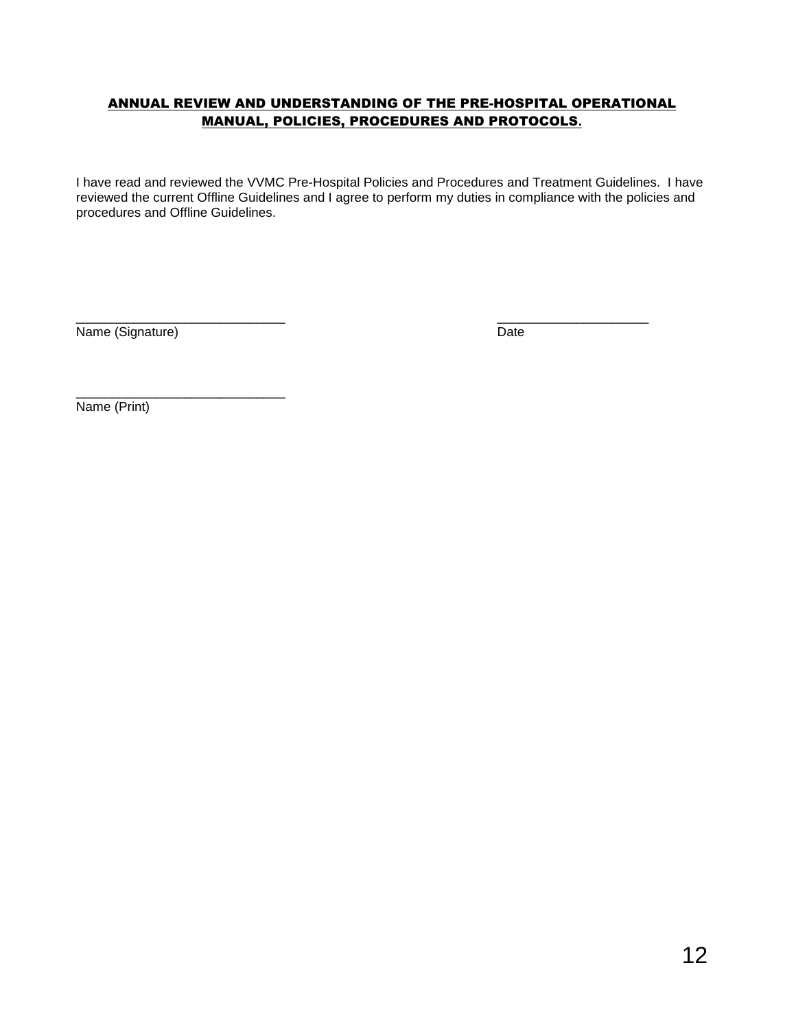## ANNUAL REVIEW AND UNDERSTANDING OF THE PRE-HOSPITAL OPERATIONAL MANUAL, POLICIES, PROCEDURES AND PROTOCOLS.

I have read and reviewed the VVMC Pre-Hospital Policies and Procedures and Treatment Guidelines. I have reviewed the current Offline Guidelines and I agree to perform my duties in compliance with the policies and procedures and Offline Guidelines.

_____________________________ _____________________
Name (Signature) Date

_____________________________
Name (Print)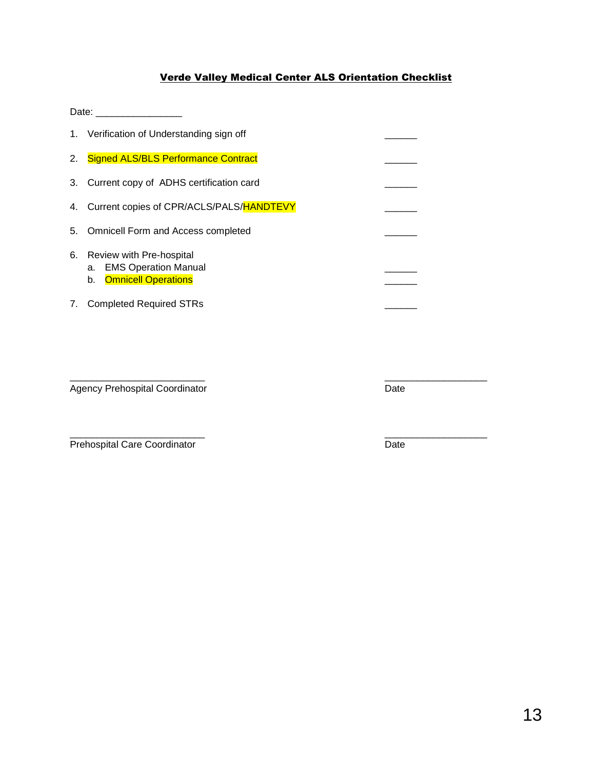# Verde Valley Medical Center ALS Orientation Checklist

Date: ________________

1. Verification of Understanding sign off ______
2. Signed ALS/BLS Performance Contract ______
3. Current copy of ADHS certification card ______
4. Current copies of CPR/ACLS/PALS/HANDTEVY ______
5. Omnicell Form and Access completed ______
6. Review with Pre-hospital
   a. EMS Operation Manual ______
   b. Omnicell Operations ______
7. Completed Required STRs ______

_________________________ ___________________
Agency Prehospital Coordinator Date

_________________________ ___________________
Prehospital Care Coordinator Date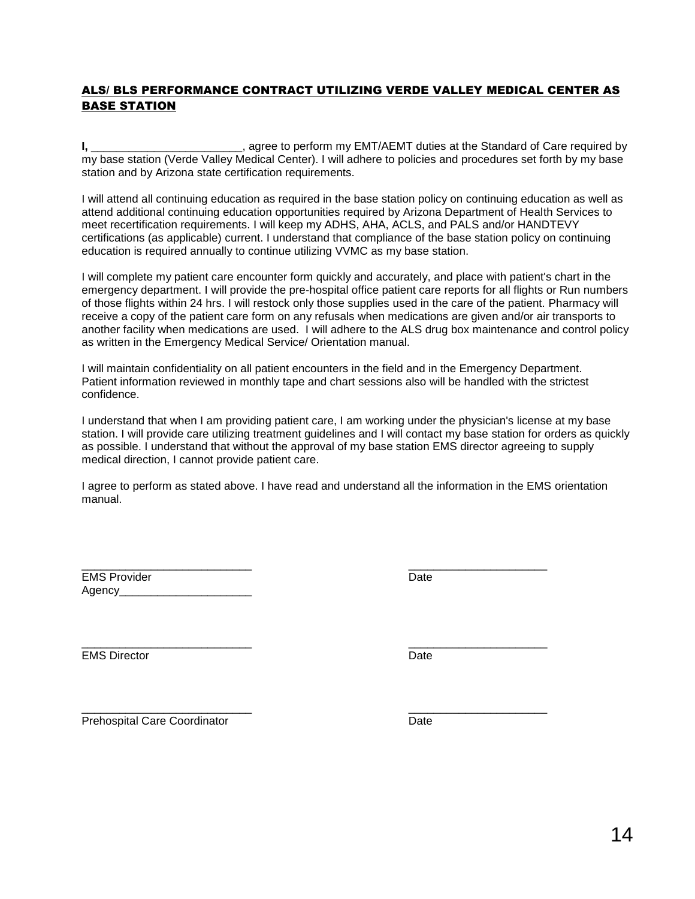## ALS/ BLS PERFORMANCE CONTRACT UTILIZING VERDE VALLEY MEDICAL CENTER AS BASE STATION

**I,** ________________________, agree to perform my EMT/AEMT duties at the Standard of Care required by my base station (Verde Valley Medical Center). I will adhere to policies and procedures set forth by my base station and by Arizona state certification requirements.

I will attend all continuing education as required in the base station policy on continuing education as well as attend additional continuing education opportunities required by Arizona Department of Health Services to meet recertification requirements. I will keep my ADHS, AHA, ACLS, and PALS and/or HANDTEVY certifications (as applicable) current. I understand that compliance of the base station policy on continuing education is required annually to continue utilizing VVMC as my base station.

I will complete my patient care encounter form quickly and accurately, and place with patient's chart in the emergency department. I will provide the pre-hospital office patient care reports for all flights or Run numbers of those flights within 24 hrs. I will restock only those supplies used in the care of the patient. Pharmacy will receive a copy of the patient care form on any refusals when medications are given and/or air transports to another facility when medications are used. I will adhere to the ALS drug box maintenance and control policy as written in the Emergency Medical Service/ Orientation manual.

I will maintain confidentiality on all patient encounters in the field and in the Emergency Department. Patient information reviewed in monthly tape and chart sessions also will be handled with the strictest confidence.

I understand that when I am providing patient care, I am working under the physician's license at my base station. I will provide care utilizing treatment guidelines and I will contact my base station for orders as quickly as possible. I understand that without the approval of my base station EMS director agreeing to supply medical direction, I cannot provide patient care.

I agree to perform as stated above. I have read and understand all the information in the EMS orientation manual.

___________________________ ______________________
EMS Provider Date
Agency_____________________

___________________________ ______________________
EMS Director Date

___________________________ ______________________
Prehospital Care Coordinator Date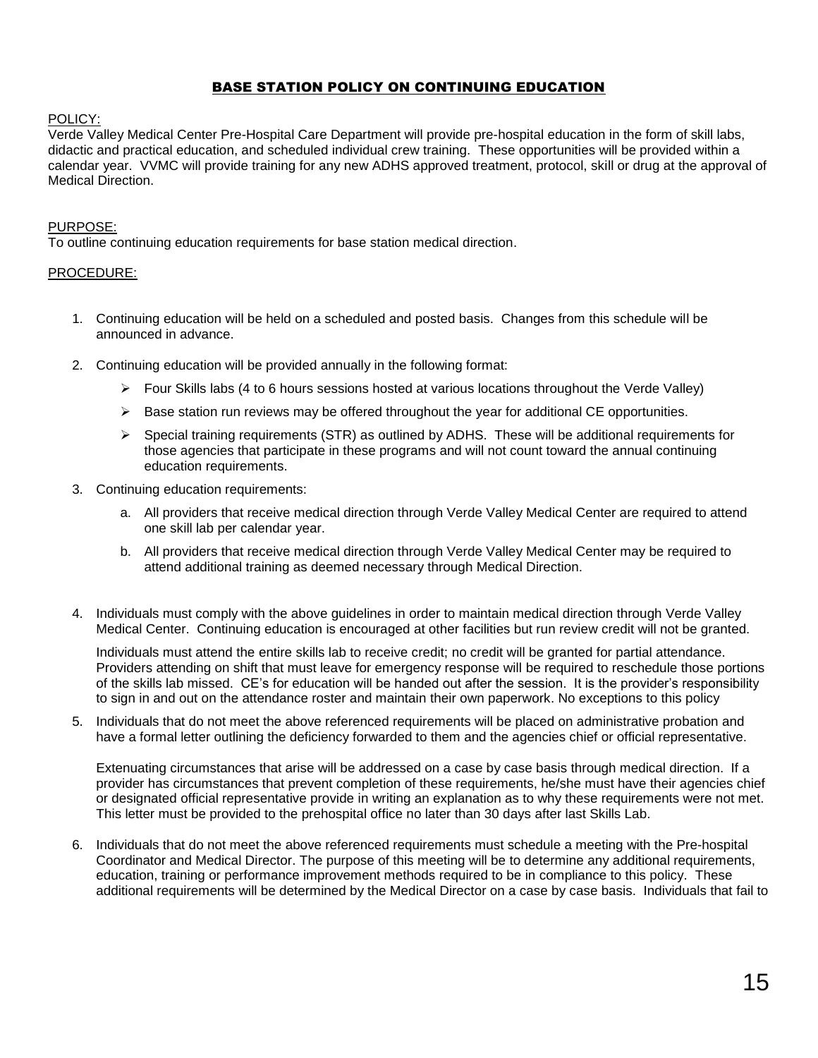## BASE STATION POLICY ON CONTINUING EDUCATION

POLICY:

Verde Valley Medical Center Pre-Hospital Care Department will provide pre-hospital education in the form of skill labs, didactic and practical education, and scheduled individual crew training. These opportunities will be provided within a calendar year. VVMC will provide training for any new ADHS approved treatment, protocol, skill or drug at the approval of Medical Direction.

PURPOSE:

To outline continuing education requirements for base station medical direction.

PROCEDURE:

1. Continuing education will be held on a scheduled and posted basis. Changes from this schedule will be announced in advance.
2. Continuing education will be provided annually in the following format:
   - Four Skills labs (4 to 6 hours sessions hosted at various locations throughout the Verde Valley)
   - Base station run reviews may be offered throughout the year for additional CE opportunities.
   - Special training requirements (STR) as outlined by ADHS. These will be additional requirements for those agencies that participate in these programs and will not count toward the annual continuing education requirements.
3. Continuing education requirements:
   a. All providers that receive medical direction through Verde Valley Medical Center are required to attend one skill lab per calendar year.
   b. All providers that receive medical direction through Verde Valley Medical Center may be required to attend additional training as deemed necessary through Medical Direction.
4. Individuals must comply with the above guidelines in order to maintain medical direction through Verde Valley Medical Center. Continuing education is encouraged at other facilities but run review credit will not be granted.

   Individuals must attend the entire skills lab to receive credit; no credit will be granted for partial attendance. Providers attending on shift that must leave for emergency response will be required to reschedule those portions of the skills lab missed. CE's for education will be handed out after the session. It is the provider's responsibility to sign in and out on the attendance roster and maintain their own paperwork. No exceptions to this policy
5. Individuals that do not meet the above referenced requirements will be placed on administrative probation and have a formal letter outlining the deficiency forwarded to them and the agencies chief or official representative.

   Extenuating circumstances that arise will be addressed on a case by case basis through medical direction. If a provider has circumstances that prevent completion of these requirements, he/she must have their agencies chief or designated official representative provide in writing an explanation as to why these requirements were not met. This letter must be provided to the prehospital office no later than 30 days after last Skills Lab.
6. Individuals that do not meet the above referenced requirements must schedule a meeting with the Pre-hospital Coordinator and Medical Director. The purpose of this meeting will be to determine any additional requirements, education, training or performance improvement methods required to be in compliance to this policy. These additional requirements will be determined by the Medical Director on a case by case basis. Individuals that fail to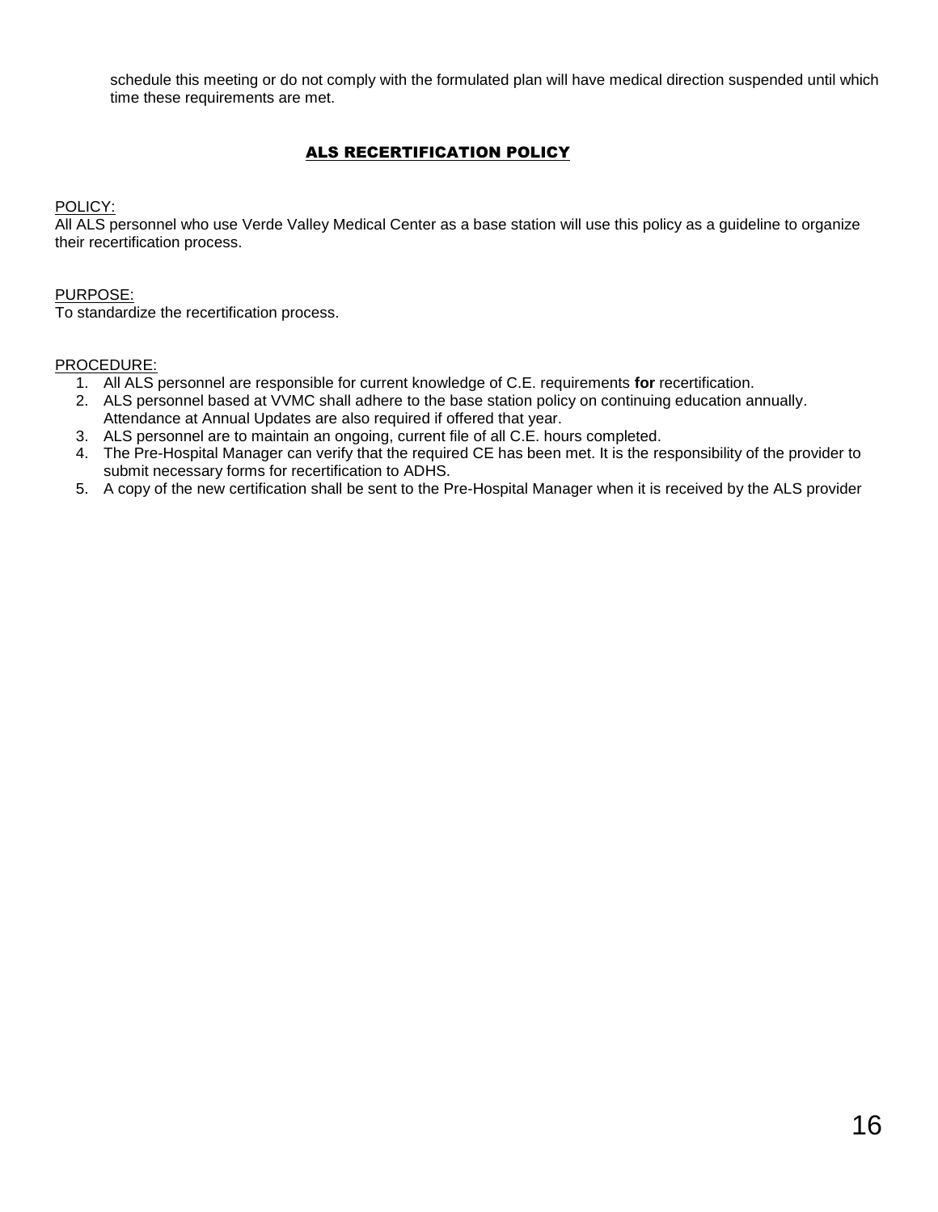schedule this meeting or do not comply with the formulated plan will have medical direction suspended until which time these requirements are met.

## ALS RECERTIFICATION POLICY

POLICY:
All ALS personnel who use Verde Valley Medical Center as a base station will use this policy as a guideline to organize their recertification process.

PURPOSE:
To standardize the recertification process.

PROCEDURE:

1. All ALS personnel are responsible for current knowledge of C.E. requirements **for** recertification.
2. ALS personnel based at VVMC shall adhere to the base station policy on continuing education annually. Attendance at Annual Updates are also required if offered that year.
3. ALS personnel are to maintain an ongoing, current file of all C.E. hours completed.
4. The Pre-Hospital Manager can verify that the required CE has been met. It is the responsibility of the provider to submit necessary forms for recertification to ADHS.
5. A copy of the new certification shall be sent to the Pre-Hospital Manager when it is received by the ALS provider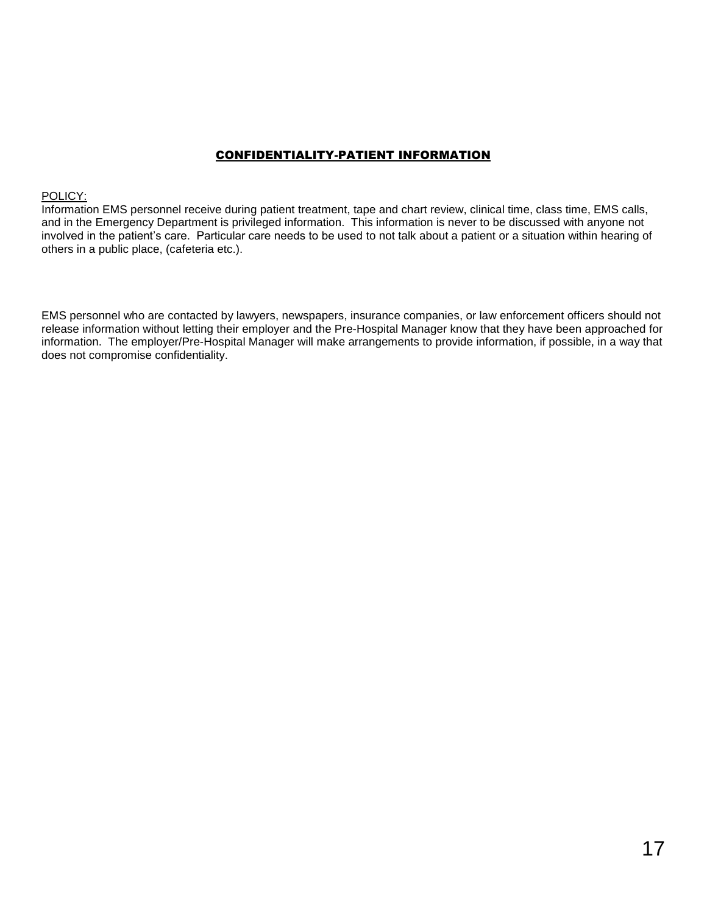## CONFIDENTIALITY-PATIENT INFORMATION

POLICY:
Information EMS personnel receive during patient treatment, tape and chart review, clinical time, class time, EMS calls, and in the Emergency Department is privileged information. This information is never to be discussed with anyone not involved in the patient's care. Particular care needs to be used to not talk about a patient or a situation within hearing of others in a public place, (cafeteria etc.).

EMS personnel who are contacted by lawyers, newspapers, insurance companies, or law enforcement officers should not release information without letting their employer and the Pre-Hospital Manager know that they have been approached for information. The employer/Pre-Hospital Manager will make arrangements to provide information, if possible, in a way that does not compromise confidentiality.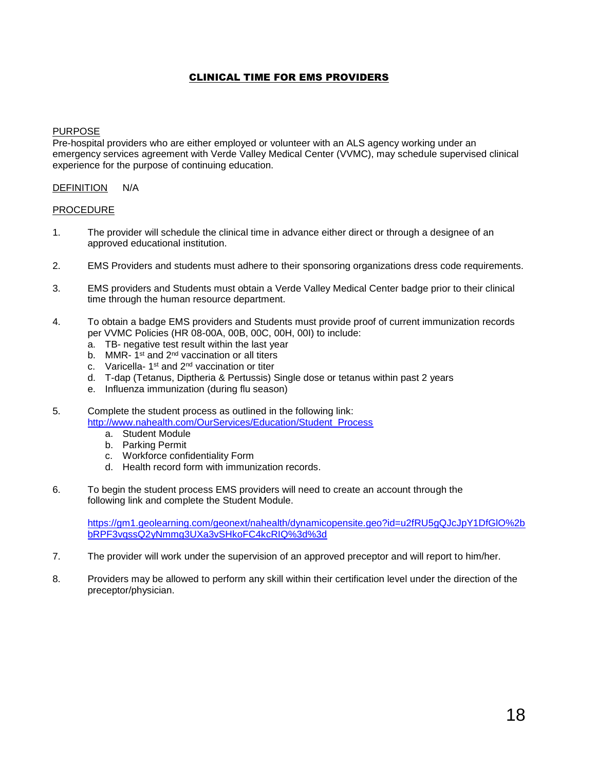# CLINICAL TIME FOR EMS PROVIDERS

PURPOSE
Pre-hospital providers who are either employed or volunteer with an ALS agency working under an emergency services agreement with Verde Valley Medical Center (VVMC), may schedule supervised clinical experience for the purpose of continuing education.

DEFINITION N/A

PROCEDURE

1. The provider will schedule the clinical time in advance either direct or through a designee of an approved educational institution.

2. EMS Providers and students must adhere to their sponsoring organizations dress code requirements.

3. EMS providers and Students must obtain a Verde Valley Medical Center badge prior to their clinical time through the human resource department.

4. To obtain a badge EMS providers and Students must provide proof of current immunization records per VVMC Policies (HR 08-00A, 00B, 00C, 00H, 00I) to include:
   a. TB- negative test result within the last year
   b. MMR- 1st and 2nd vaccination or all titers
   c. Varicella- 1st and 2nd vaccination or titer
   d. T-dap (Tetanus, Diptheria & Pertussis) Single dose or tetanus within past 2 years
   e. Influenza immunization (during flu season)

5. Complete the student process as outlined in the following link:
   http://www.nahealth.com/OurServices/Education/Student_Process
   a. Student Module
   b. Parking Permit
   c. Workforce confidentiality Form
   d. Health record form with immunization records.

6. To begin the student process EMS providers will need to create an account through the following link and complete the Student Module.

   https://gm1.geolearning.com/geonext/nahealth/dynamicopensite.geo?id=u2fRU5gQJcJpY1DfGlO%2bbRPF3vqssQ2yNmmg3UXa3vSHkoFC4kcRIQ%3d%3d

7. The provider will work under the supervision of an approved preceptor and will report to him/her.

8. Providers may be allowed to perform any skill within their certification level under the direction of the preceptor/physician.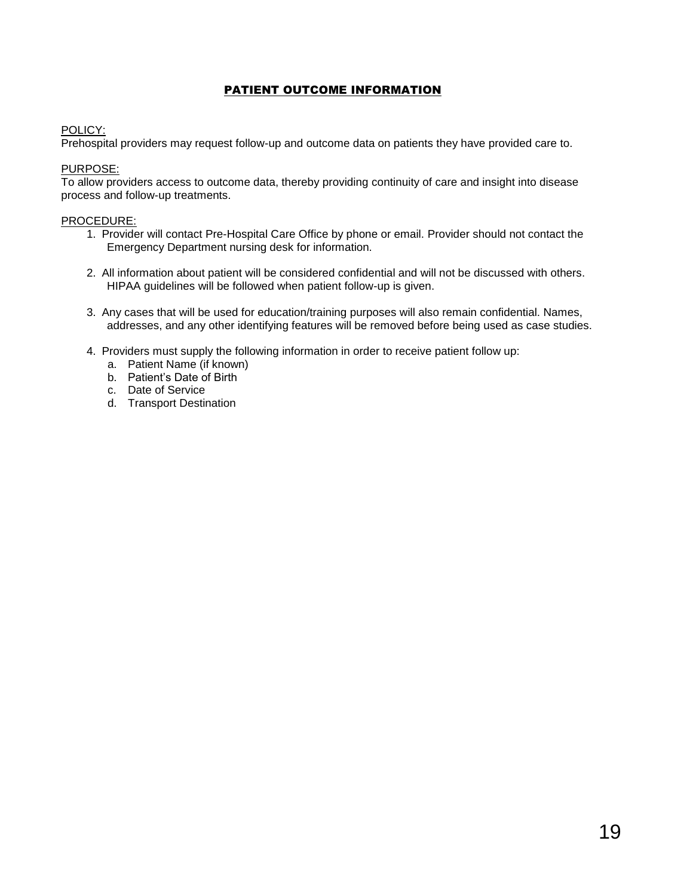## PATIENT OUTCOME INFORMATION

POLICY:
Prehospital providers may request follow-up and outcome data on patients they have provided care to.

PURPOSE:
To allow providers access to outcome data, thereby providing continuity of care and insight into disease process and follow-up treatments.

PROCEDURE:

1. Provider will contact Pre-Hospital Care Office by phone or email. Provider should not contact the Emergency Department nursing desk for information.

2. All information about patient will be considered confidential and will not be discussed with others. HIPAA guidelines will be followed when patient follow-up is given.

3. Any cases that will be used for education/training purposes will also remain confidential. Names, addresses, and any other identifying features will be removed before being used as case studies.

4. Providers must supply the following information in order to receive patient follow up:
   a. Patient Name (if known)
   b. Patient's Date of Birth
   c. Date of Service
   d. Transport Destination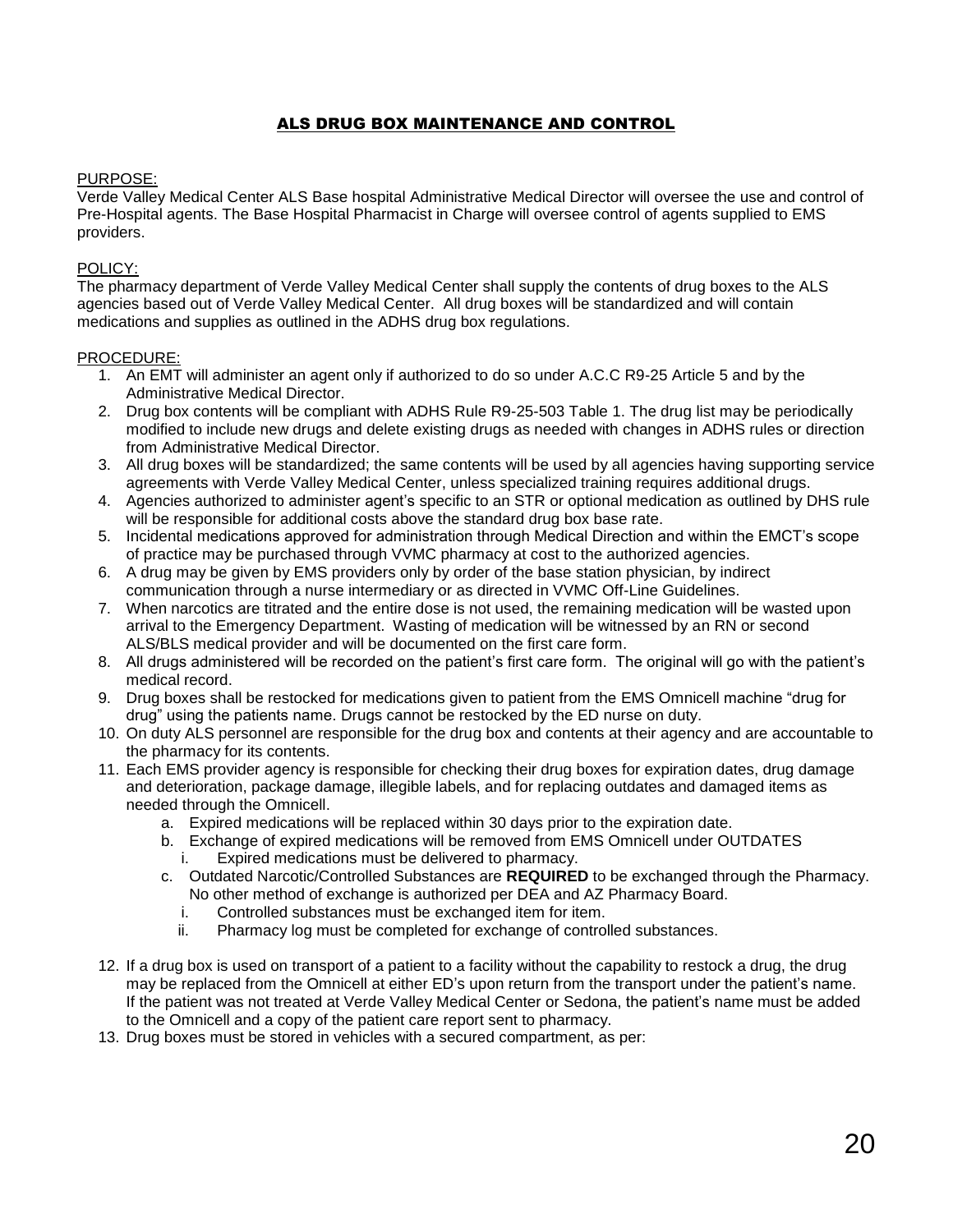## ALS DRUG BOX MAINTENANCE AND CONTROL

PURPOSE:
Verde Valley Medical Center ALS Base hospital Administrative Medical Director will oversee the use and control of Pre-Hospital agents. The Base Hospital Pharmacist in Charge will oversee control of agents supplied to EMS providers.

POLICY:
The pharmacy department of Verde Valley Medical Center shall supply the contents of drug boxes to the ALS agencies based out of Verde Valley Medical Center. All drug boxes will be standardized and will contain medications and supplies as outlined in the ADHS drug box regulations.

PROCEDURE:

1. An EMT will administer an agent only if authorized to do so under A.C.C R9-25 Article 5 and by the Administrative Medical Director.
2. Drug box contents will be compliant with ADHS Rule R9-25-503 Table 1. The drug list may be periodically modified to include new drugs and delete existing drugs as needed with changes in ADHS rules or direction from Administrative Medical Director.
3. All drug boxes will be standardized; the same contents will be used by all agencies having supporting service agreements with Verde Valley Medical Center, unless specialized training requires additional drugs.
4. Agencies authorized to administer agent's specific to an STR or optional medication as outlined by DHS rule will be responsible for additional costs above the standard drug box base rate.
5. Incidental medications approved for administration through Medical Direction and within the EMCT's scope of practice may be purchased through VVMC pharmacy at cost to the authorized agencies.
6. A drug may be given by EMS providers only by order of the base station physician, by indirect communication through a nurse intermediary or as directed in VVMC Off-Line Guidelines.
7. When narcotics are titrated and the entire dose is not used, the remaining medication will be wasted upon arrival to the Emergency Department. Wasting of medication will be witnessed by an RN or second ALS/BLS medical provider and will be documented on the first care form.
8. All drugs administered will be recorded on the patient's first care form. The original will go with the patient's medical record.
9. Drug boxes shall be restocked for medications given to patient from the EMS Omnicell machine "drug for drug" using the patients name. Drugs cannot be restocked by the ED nurse on duty.
10. On duty ALS personnel are responsible for the drug box and contents at their agency and are accountable to the pharmacy for its contents.
11. Each EMS provider agency is responsible for checking their drug boxes for expiration dates, drug damage and deterioration, package damage, illegible labels, and for replacing outdates and damaged items as needed through the Omnicell.
    a. Expired medications will be replaced within 30 days prior to the expiration date.
    b. Exchange of expired medications will be removed from EMS Omnicell under OUTDATES
       i. Expired medications must be delivered to pharmacy.
    c. Outdated Narcotic/Controlled Substances are **REQUIRED** to be exchanged through the Pharmacy. No other method of exchange is authorized per DEA and AZ Pharmacy Board.
       i. Controlled substances must be exchanged item for item.
       ii. Pharmacy log must be completed for exchange of controlled substances.
12. If a drug box is used on transport of a patient to a facility without the capability to restock a drug, the drug may be replaced from the Omnicell at either ED's upon return from the transport under the patient's name. If the patient was not treated at Verde Valley Medical Center or Sedona, the patient's name must be added to the Omnicell and a copy of the patient care report sent to pharmacy.
13. Drug boxes must be stored in vehicles with a secured compartment, as per: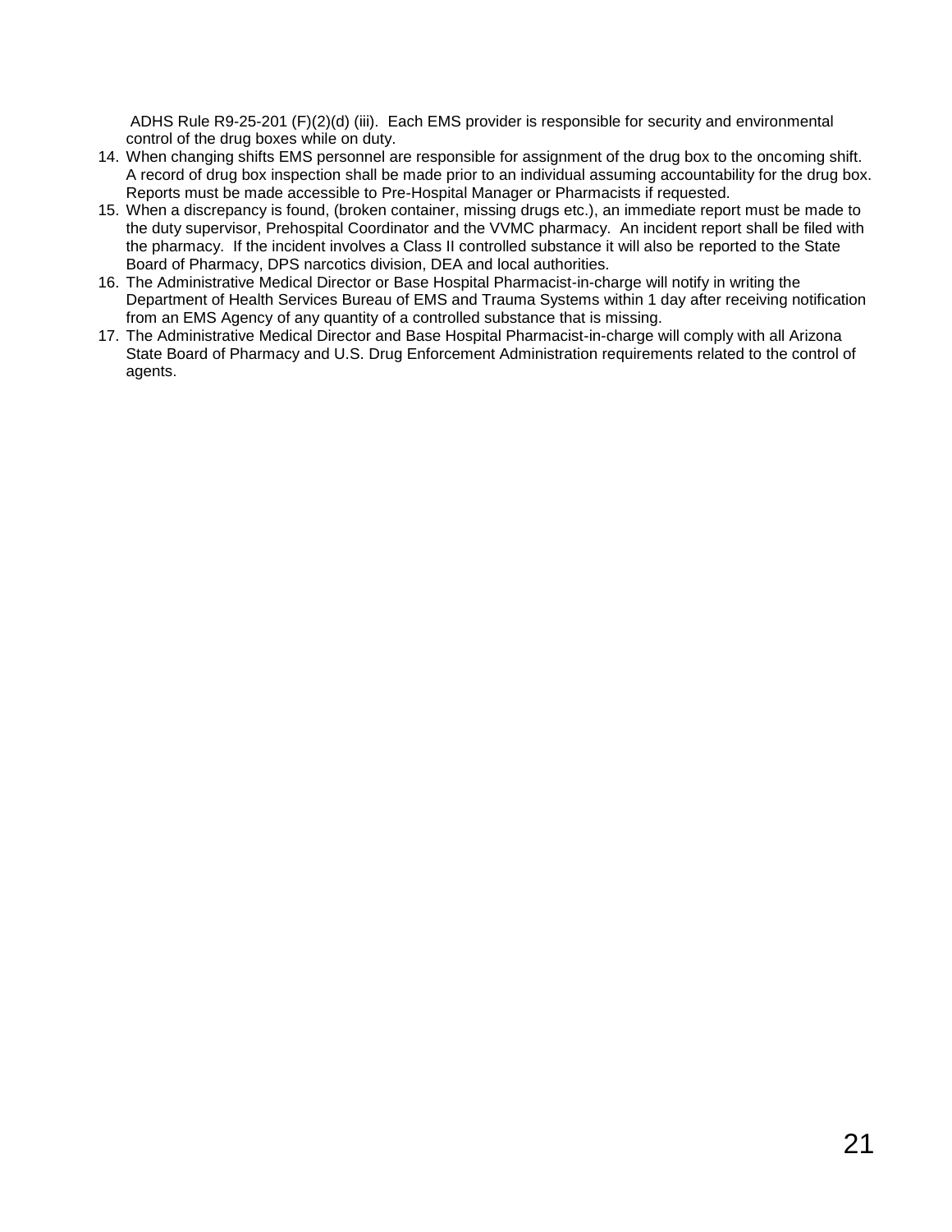ADHS Rule R9-25-201 (F)(2)(d) (iii). Each EMS provider is responsible for security and environmental control of the drug boxes while on duty.

14. When changing shifts EMS personnel are responsible for assignment of the drug box to the oncoming shift. A record of drug box inspection shall be made prior to an individual assuming accountability for the drug box. Reports must be made accessible to Pre-Hospital Manager or Pharmacists if requested.
15. When a discrepancy is found, (broken container, missing drugs etc.), an immediate report must be made to the duty supervisor, Prehospital Coordinator and the VVMC pharmacy. An incident report shall be filed with the pharmacy. If the incident involves a Class II controlled substance it will also be reported to the State Board of Pharmacy, DPS narcotics division, DEA and local authorities.
16. The Administrative Medical Director or Base Hospital Pharmacist-in-charge will notify in writing the Department of Health Services Bureau of EMS and Trauma Systems within 1 day after receiving notification from an EMS Agency of any quantity of a controlled substance that is missing.
17. The Administrative Medical Director and Base Hospital Pharmacist-in-charge will comply with all Arizona State Board of Pharmacy and U.S. Drug Enforcement Administration requirements related to the control of agents.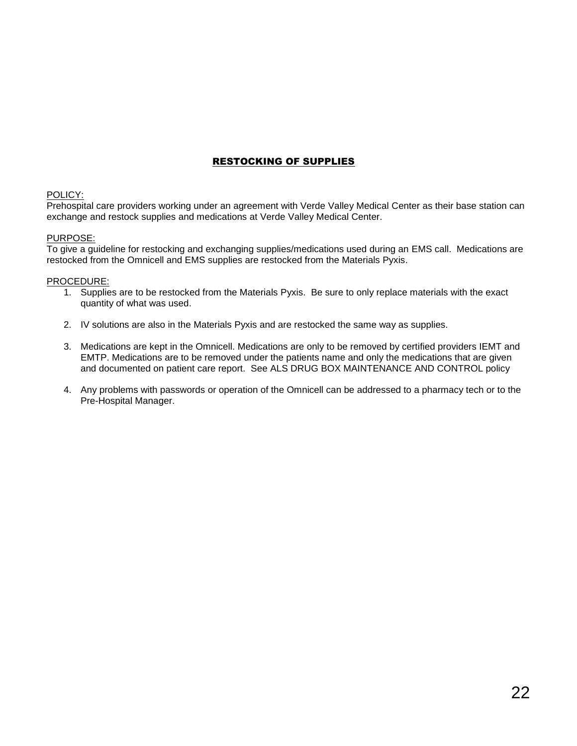## RESTOCKING OF SUPPLIES

POLICY:
Prehospital care providers working under an agreement with Verde Valley Medical Center as their base station can exchange and restock supplies and medications at Verde Valley Medical Center.

PURPOSE:
To give a guideline for restocking and exchanging supplies/medications used during an EMS call. Medications are restocked from the Omnicell and EMS supplies are restocked from the Materials Pyxis.

PROCEDURE:

1. Supplies are to be restocked from the Materials Pyxis. Be sure to only replace materials with the exact quantity of what was used.

2. IV solutions are also in the Materials Pyxis and are restocked the same way as supplies.

3. Medications are kept in the Omnicell. Medications are only to be removed by certified providers IEMT and EMTP. Medications are to be removed under the patients name and only the medications that are given and documented on patient care report. See ALS DRUG BOX MAINTENANCE AND CONTROL policy

4. Any problems with passwords or operation of the Omnicell can be addressed to a pharmacy tech or to the Pre-Hospital Manager.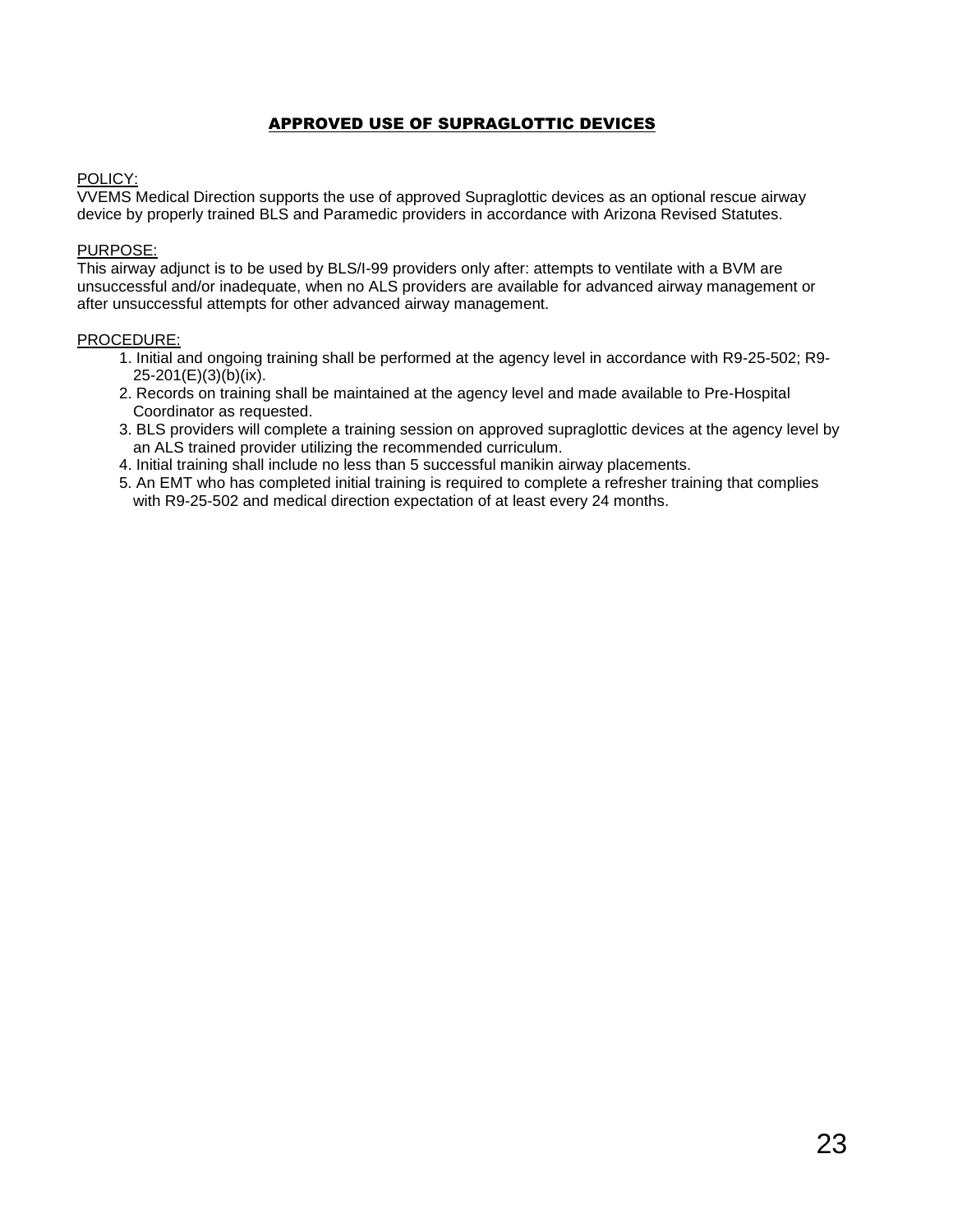# APPROVED USE OF SUPRAGLOTTIC DEVICES

POLICY:
VVEMS Medical Direction supports the use of approved Supraglottic devices as an optional rescue airway device by properly trained BLS and Paramedic providers in accordance with Arizona Revised Statutes.

PURPOSE:
This airway adjunct is to be used by BLS/I-99 providers only after: attempts to ventilate with a BVM are unsuccessful and/or inadequate, when no ALS providers are available for advanced airway management or after unsuccessful attempts for other advanced airway management.

PROCEDURE:

1. Initial and ongoing training shall be performed at the agency level in accordance with R9-25-502; R9-25-201(E)(3)(b)(ix).
2. Records on training shall be maintained at the agency level and made available to Pre-Hospital Coordinator as requested.
3. BLS providers will complete a training session on approved supraglottic devices at the agency level by an ALS trained provider utilizing the recommended curriculum.
4. Initial training shall include no less than 5 successful manikin airway placements.
5. An EMT who has completed initial training is required to complete a refresher training that complies with R9-25-502 and medical direction expectation of at least every 24 months.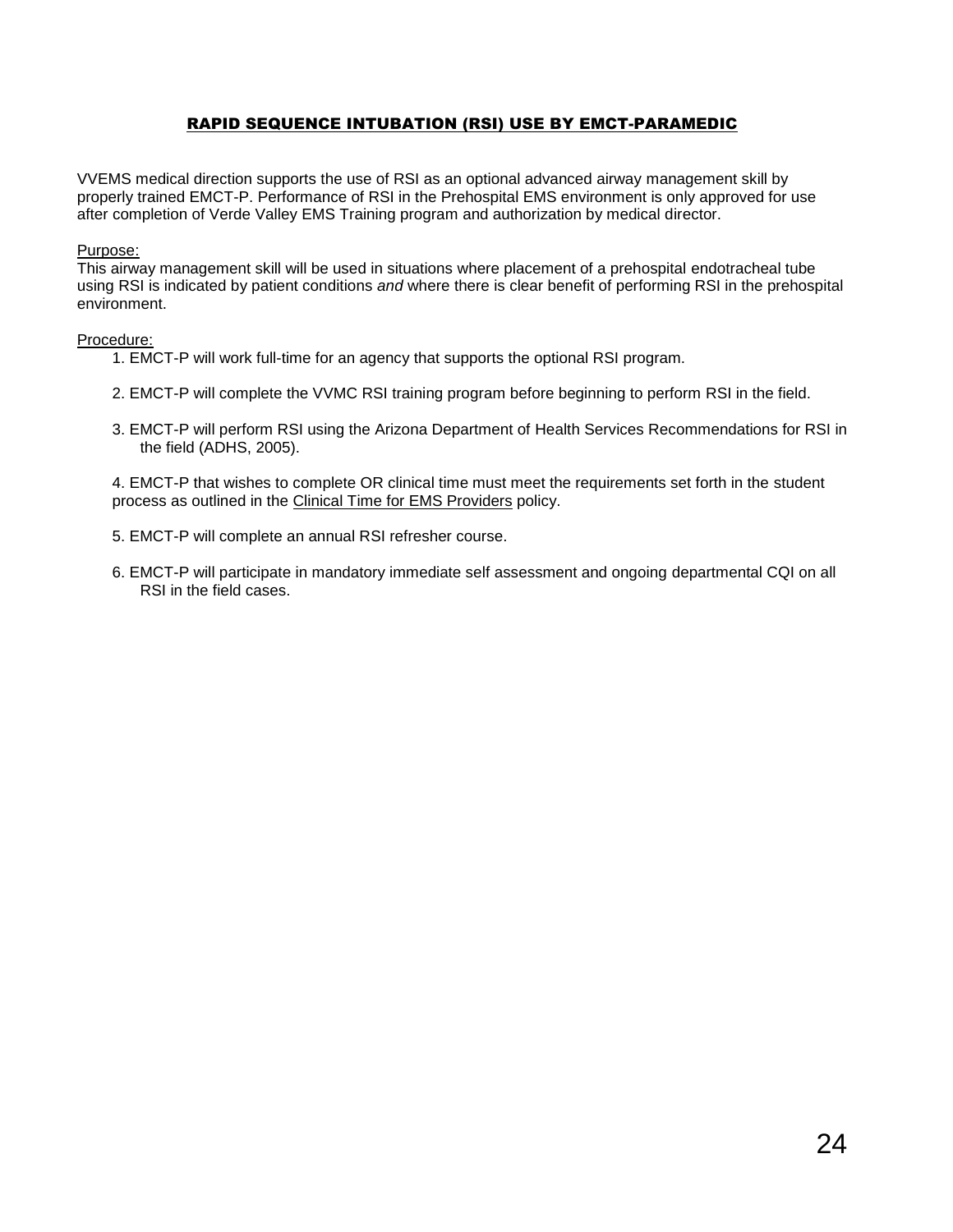## RAPID SEQUENCE INTUBATION (RSI) USE BY EMCT-PARAMEDIC

VVEMS medical direction supports the use of RSI as an optional advanced airway management skill by properly trained EMCT-P. Performance of RSI in the Prehospital EMS environment is only approved for use after completion of Verde Valley EMS Training program and authorization by medical director.

Purpose:
This airway management skill will be used in situations where placement of a prehospital endotracheal tube using RSI is indicated by patient conditions *and* where there is clear benefit of performing RSI in the prehospital environment.

Procedure:

1. EMCT-P will work full-time for an agency that supports the optional RSI program.

2. EMCT-P will complete the VVMC RSI training program before beginning to perform RSI in the field.

3. EMCT-P will perform RSI using the Arizona Department of Health Services Recommendations for RSI in the field (ADHS, 2005).

4. EMCT-P that wishes to complete OR clinical time must meet the requirements set forth in the student process as outlined in the Clinical Time for EMS Providers policy.

5. EMCT-P will complete an annual RSI refresher course.

6. EMCT-P will participate in mandatory immediate self assessment and ongoing departmental CQI on all RSI in the field cases.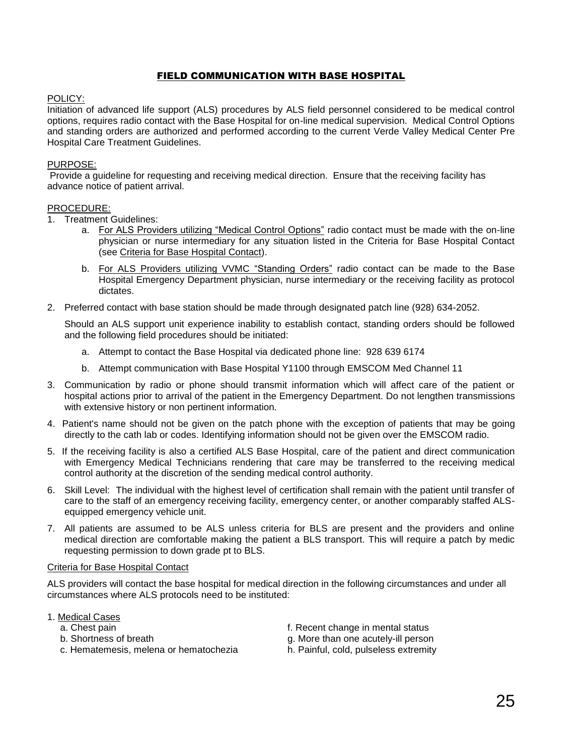# FIELD COMMUNICATION WITH BASE HOSPITAL

POLICY:

Initiation of advanced life support (ALS) procedures by ALS field personnel considered to be medical control options, requires radio contact with the Base Hospital for on-line medical supervision. Medical Control Options and standing orders are authorized and performed according to the current Verde Valley Medical Center Pre Hospital Care Treatment Guidelines.

PURPOSE:

Provide a guideline for requesting and receiving medical direction. Ensure that the receiving facility has advance notice of patient arrival.

PROCEDURE:

1. Treatment Guidelines:
    a. For ALS Providers utilizing "Medical Control Options" radio contact must be made with the on-line physician or nurse intermediary for any situation listed in the Criteria for Base Hospital Contact (see Criteria for Base Hospital Contact).
    b. For ALS Providers utilizing VVMC "Standing Orders" radio contact can be made to the Base Hospital Emergency Department physician, nurse intermediary or the receiving facility as protocol dictates.
2. Preferred contact with base station should be made through designated patch line (928) 634-2052.

    Should an ALS support unit experience inability to establish contact, standing orders should be followed and the following field procedures should be initiated:

    a. Attempt to contact the Base Hospital via dedicated phone line: 928 639 6174
    b. Attempt communication with Base Hospital Y1100 through EMSCOM Med Channel 11
3. Communication by radio or phone should transmit information which will affect care of the patient or hospital actions prior to arrival of the patient in the Emergency Department. Do not lengthen transmissions with extensive history or non pertinent information.
4. Patient's name should not be given on the patch phone with the exception of patients that may be going directly to the cath lab or codes. Identifying information should not be given over the EMSCOM radio.
5. If the receiving facility is also a certified ALS Base Hospital, care of the patient and direct communication with Emergency Medical Technicians rendering that care may be transferred to the receiving medical control authority at the discretion of the sending medical control authority.
6. Skill Level: The individual with the highest level of certification shall remain with the patient until transfer of care to the staff of an emergency receiving facility, emergency center, or another comparably staffed ALS-equipped emergency vehicle unit.
7. All patients are assumed to be ALS unless criteria for BLS are present and the providers and online medical direction are comfortable making the patient a BLS transport. This will require a patch by medic requesting permission to down grade pt to BLS.

Criteria for Base Hospital Contact

ALS providers will contact the base hospital for medical direction in the following circumstances and under all circumstances where ALS protocols need to be instituted:

1. Medical Cases
    a. Chest pain
    b. Shortness of breath
    c. Hematemesis, melena or hematochezia
    f. Recent change in mental status
    g. More than one acutely-ill person
    h. Painful, cold, pulseless extremity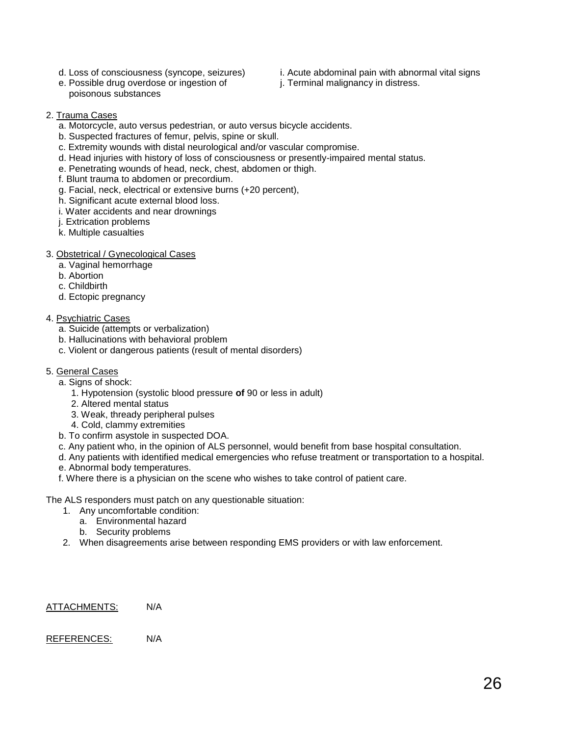d. Loss of consciousness (syncope, seizures)
e. Possible drug overdose or ingestion of poisonous substances
i. Acute abdominal pain with abnormal vital signs
j. Terminal malignancy in distress.

2. Trauma Cases
   a. Motorcycle, auto versus pedestrian, or auto versus bicycle accidents.
   b. Suspected fractures of femur, pelvis, spine or skull.
   c. Extremity wounds with distal neurological and/or vascular compromise.
   d. Head injuries with history of loss of consciousness or presently-impaired mental status.
   e. Penetrating wounds of head, neck, chest, abdomen or thigh.
   f. Blunt trauma to abdomen or precordium.
   g. Facial, neck, electrical or extensive burns (+20 percent),
   h. Significant acute external blood loss.
   i. Water accidents and near drownings
   j. Extrication problems
   k. Multiple casualties

3. Obstetrical / Gynecological Cases
   a. Vaginal hemorrhage
   b. Abortion
   c. Childbirth
   d. Ectopic pregnancy

4. Psychiatric Cases
   a. Suicide (attempts or verbalization)
   b. Hallucinations with behavioral problem
   c. Violent or dangerous patients (result of mental disorders)

5. General Cases
   a. Signs of shock:
      1. Hypotension (systolic blood pressure **of** 90 or less in adult)
      2. Altered mental status
      3. Weak, thready peripheral pulses
      4. Cold, clammy extremities
   b. To confirm asystole in suspected DOA.
   c. Any patient who, in the opinion of ALS personnel, would benefit from base hospital consultation.
   d. Any patients with identified medical emergencies who refuse treatment or transportation to a hospital.
   e. Abnormal body temperatures.
   f. Where there is a physician on the scene who wishes to take control of patient care.

The ALS responders must patch on any questionable situation:

1. Any uncomfortable condition:
   a. Environmental hazard
   b. Security problems
2. When disagreements arise between responding EMS providers or with law enforcement.

ATTACHMENTS: N/A

REFERENCES: N/A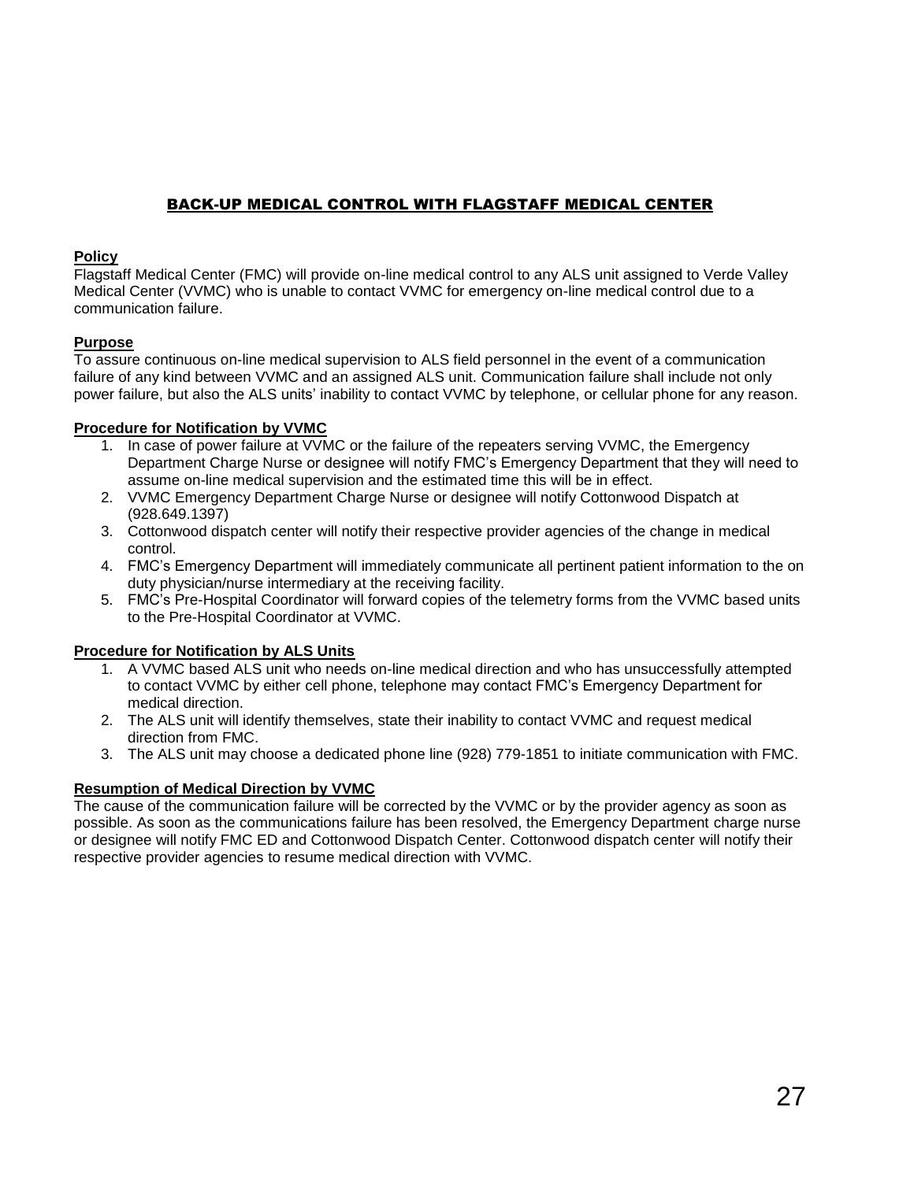## BACK-UP MEDICAL CONTROL WITH FLAGSTAFF MEDICAL CENTER

**Policy**
Flagstaff Medical Center (FMC) will provide on-line medical control to any ALS unit assigned to Verde Valley Medical Center (VVMC) who is unable to contact VVMC for emergency on-line medical control due to a communication failure.

**Purpose**
To assure continuous on-line medical supervision to ALS field personnel in the event of a communication failure of any kind between VVMC and an assigned ALS unit. Communication failure shall include not only power failure, but also the ALS units' inability to contact VVMC by telephone, or cellular phone for any reason.

**Procedure for Notification by VVMC**

1. In case of power failure at VVMC or the failure of the repeaters serving VVMC, the Emergency Department Charge Nurse or designee will notify FMC's Emergency Department that they will need to assume on-line medical supervision and the estimated time this will be in effect.
2. VVMC Emergency Department Charge Nurse or designee will notify Cottonwood Dispatch at (928.649.1397)
3. Cottonwood dispatch center will notify their respective provider agencies of the change in medical control.
4. FMC's Emergency Department will immediately communicate all pertinent patient information to the on duty physician/nurse intermediary at the receiving facility.
5. FMC's Pre-Hospital Coordinator will forward copies of the telemetry forms from the VVMC based units to the Pre-Hospital Coordinator at VVMC.

**Procedure for Notification by ALS Units**

1. A VVMC based ALS unit who needs on-line medical direction and who has unsuccessfully attempted to contact VVMC by either cell phone, telephone may contact FMC's Emergency Department for medical direction.
2. The ALS unit will identify themselves, state their inability to contact VVMC and request medical direction from FMC.
3. The ALS unit may choose a dedicated phone line (928) 779-1851 to initiate communication with FMC.

**Resumption of Medical Direction by VVMC**
The cause of the communication failure will be corrected by the VVMC or by the provider agency as soon as possible. As soon as the communications failure has been resolved, the Emergency Department charge nurse or designee will notify FMC ED and Cottonwood Dispatch Center. Cottonwood dispatch center will notify their respective provider agencies to resume medical direction with VVMC.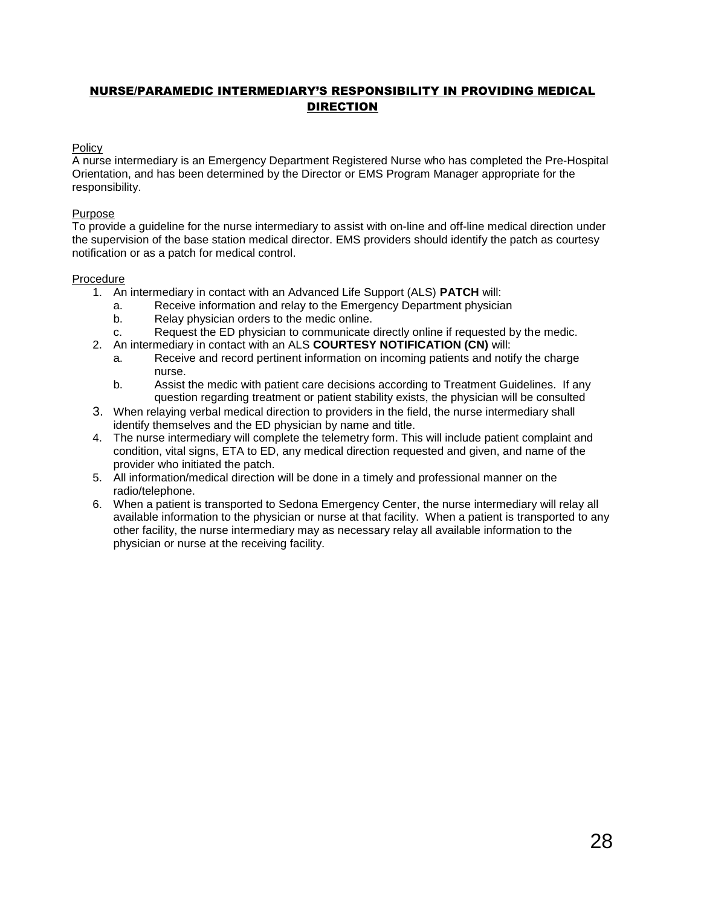## NURSE/PARAMEDIC INTERMEDIARY'S RESPONSIBILITY IN PROVIDING MEDICAL DIRECTION

Policy

A nurse intermediary is an Emergency Department Registered Nurse who has completed the Pre-Hospital Orientation, and has been determined by the Director or EMS Program Manager appropriate for the responsibility.

Purpose

To provide a guideline for the nurse intermediary to assist with on-line and off-line medical direction under the supervision of the base station medical director. EMS providers should identify the patch as courtesy notification or as a patch for medical control.

Procedure

1. An intermediary in contact with an Advanced Life Support (ALS) **PATCH** will:
   a. Receive information and relay to the Emergency Department physician
   b. Relay physician orders to the medic online.
   c. Request the ED physician to communicate directly online if requested by the medic.
2. An intermediary in contact with an ALS **COURTESY NOTIFICATION (CN)** will:
   a. Receive and record pertinent information on incoming patients and notify the charge nurse.
   b. Assist the medic with patient care decisions according to Treatment Guidelines. If any question regarding treatment or patient stability exists, the physician will be consulted
3. When relaying verbal medical direction to providers in the field, the nurse intermediary shall identify themselves and the ED physician by name and title.
4. The nurse intermediary will complete the telemetry form. This will include patient complaint and condition, vital signs, ETA to ED, any medical direction requested and given, and name of the provider who initiated the patch.
5. All information/medical direction will be done in a timely and professional manner on the radio/telephone.
6. When a patient is transported to Sedona Emergency Center, the nurse intermediary will relay all available information to the physician or nurse at that facility. When a patient is transported to any other facility, the nurse intermediary may as necessary relay all available information to the physician or nurse at the receiving facility.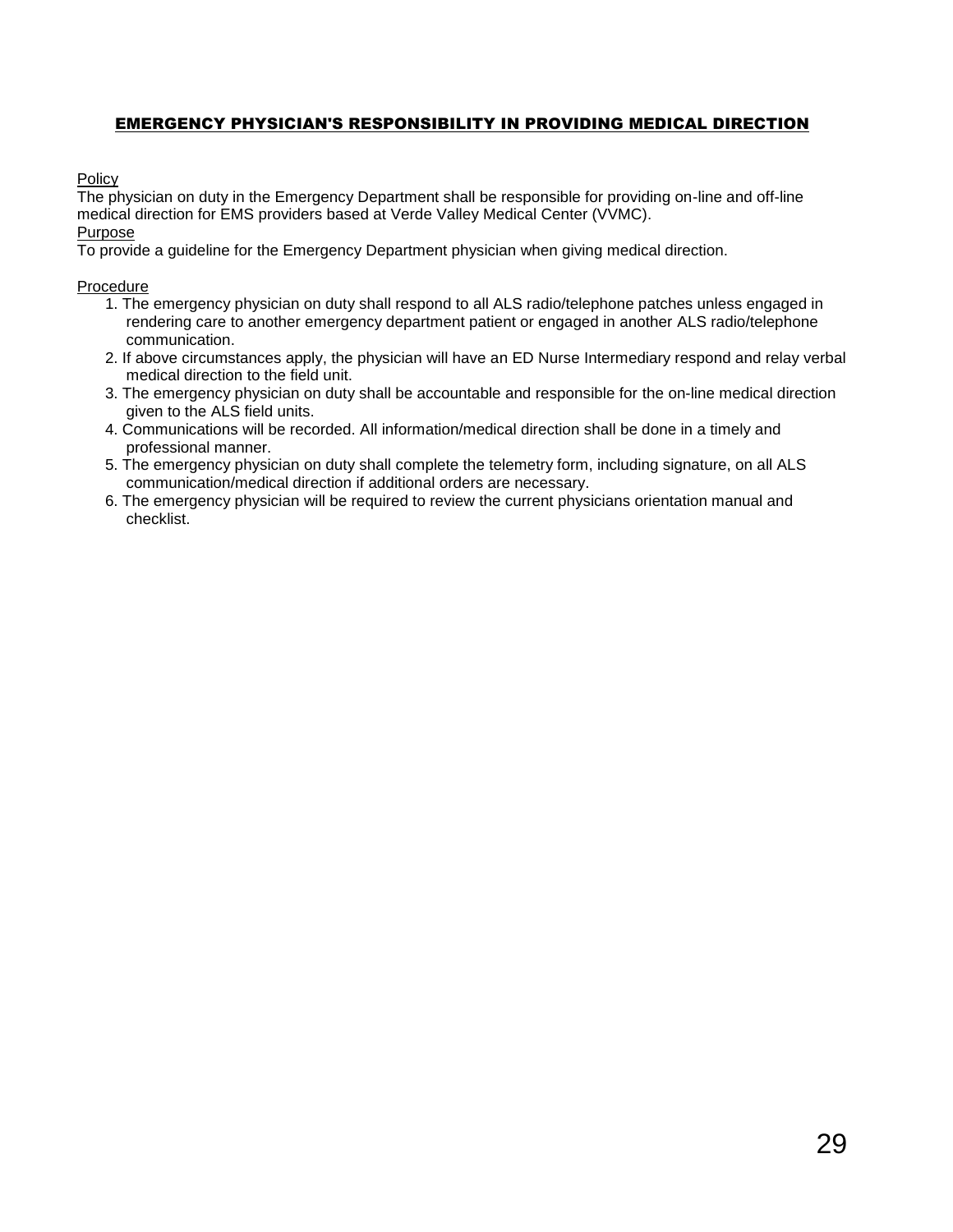## EMERGENCY PHYSICIAN'S RESPONSIBILITY IN PROVIDING MEDICAL DIRECTION

Policy

The physician on duty in the Emergency Department shall be responsible for providing on-line and off-line medical direction for EMS providers based at Verde Valley Medical Center (VVMC).

Purpose

To provide a guideline for the Emergency Department physician when giving medical direction.

Procedure

1. The emergency physician on duty shall respond to all ALS radio/telephone patches unless engaged in rendering care to another emergency department patient or engaged in another ALS radio/telephone communication.
2. If above circumstances apply, the physician will have an ED Nurse Intermediary respond and relay verbal medical direction to the field unit.
3. The emergency physician on duty shall be accountable and responsible for the on-line medical direction given to the ALS field units.
4. Communications will be recorded. All information/medical direction shall be done in a timely and professional manner.
5. The emergency physician on duty shall complete the telemetry form, including signature, on all ALS communication/medical direction if additional orders are necessary.
6. The emergency physician will be required to review the current physicians orientation manual and checklist.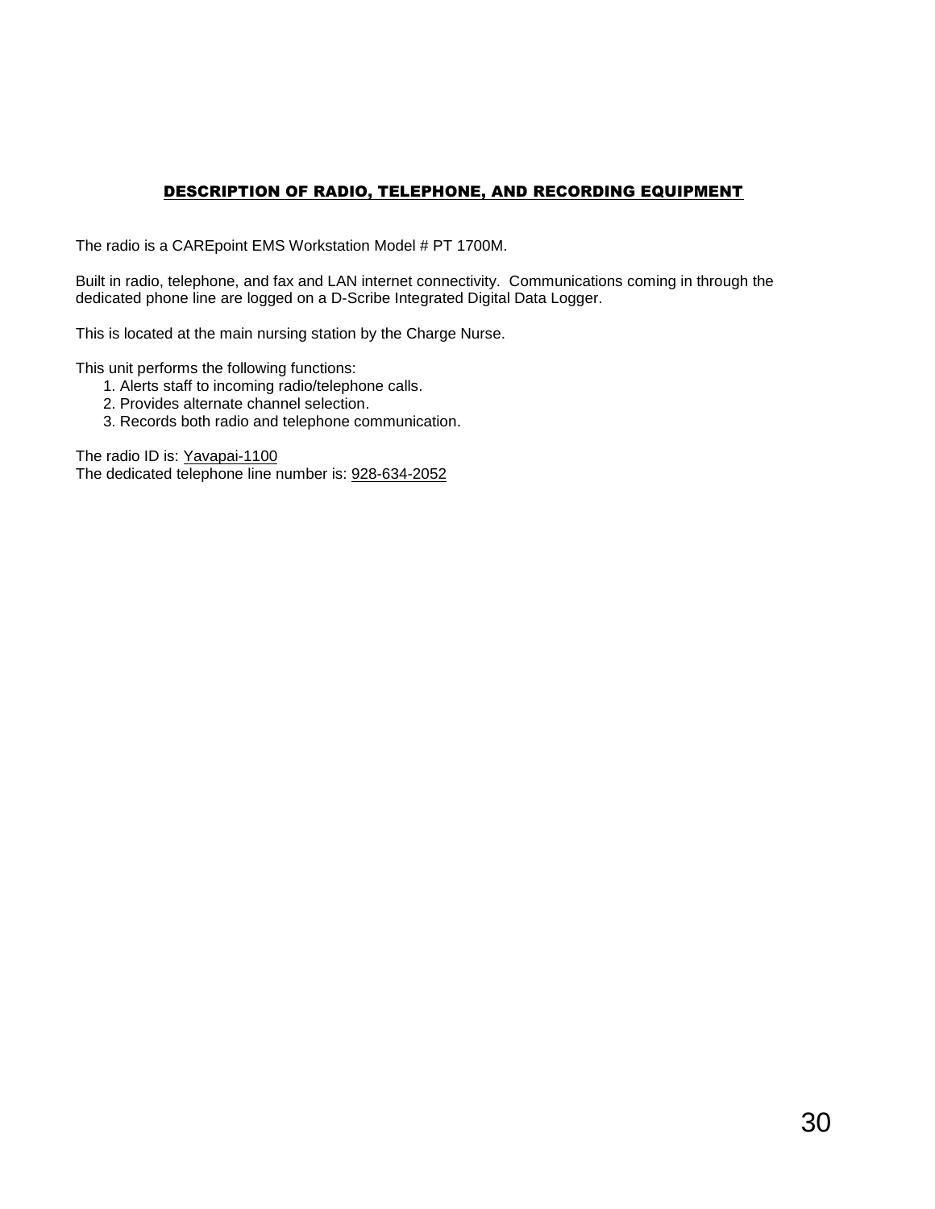## DESCRIPTION OF RADIO, TELEPHONE, AND RECORDING EQUIPMENT

The radio is a CAREpoint EMS Workstation Model # PT 1700M.

Built in radio, telephone, and fax and LAN internet connectivity. Communications coming in through the dedicated phone line are logged on a D-Scribe Integrated Digital Data Logger.

This is located at the main nursing station by the Charge Nurse.

This unit performs the following functions:

1. Alerts staff to incoming radio/telephone calls.
2. Provides alternate channel selection.
3. Records both radio and telephone communication.

The radio ID is: Yavapai-1100
The dedicated telephone line number is: 928-634-2052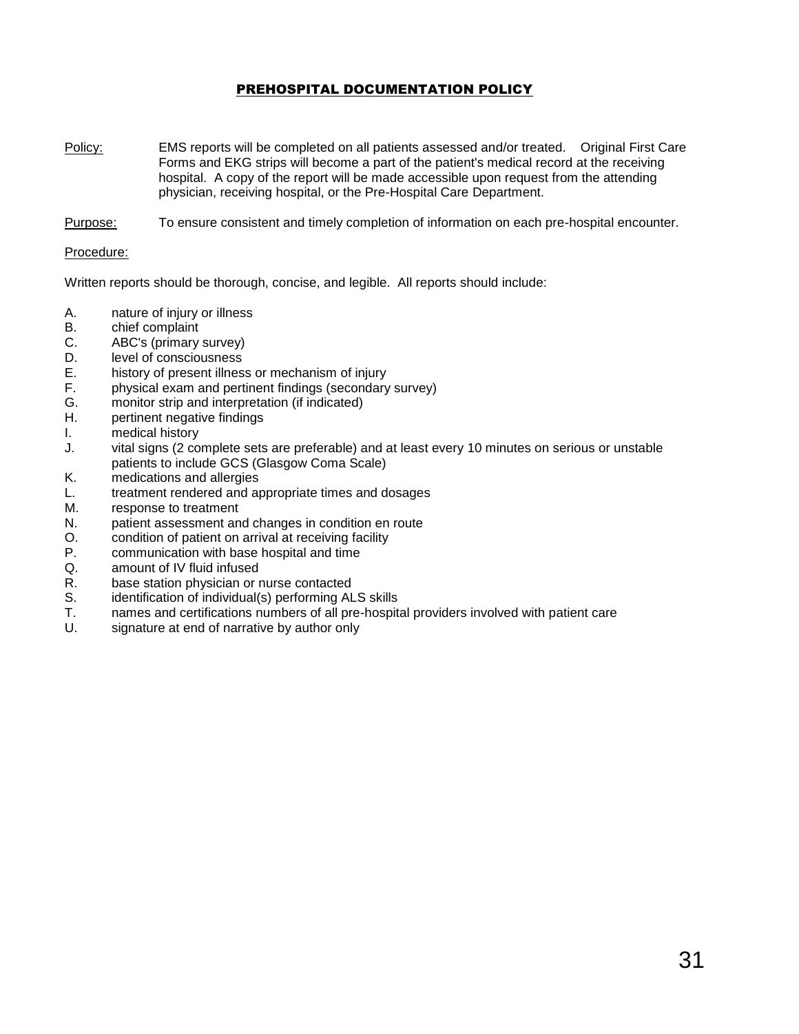# PREHOSPITAL DOCUMENTATION POLICY

Policy: EMS reports will be completed on all patients assessed and/or treated. Original First Care Forms and EKG strips will become a part of the patient's medical record at the receiving hospital. A copy of the report will be made accessible upon request from the attending physician, receiving hospital, or the Pre-Hospital Care Department.

Purpose: To ensure consistent and timely completion of information on each pre-hospital encounter.

Procedure:

Written reports should be thorough, concise, and legible. All reports should include:

A. nature of injury or illness
B. chief complaint
C. ABC's (primary survey)
D. level of consciousness
E. history of present illness or mechanism of injury
F. physical exam and pertinent findings (secondary survey)
G. monitor strip and interpretation (if indicated)
H. pertinent negative findings
I. medical history
J. vital signs (2 complete sets are preferable) and at least every 10 minutes on serious or unstable patients to include GCS (Glasgow Coma Scale)
K. medications and allergies
L. treatment rendered and appropriate times and dosages
M. response to treatment
N. patient assessment and changes in condition en route
O. condition of patient on arrival at receiving facility
P. communication with base hospital and time
Q. amount of IV fluid infused
R. base station physician or nurse contacted
S. identification of individual(s) performing ALS skills
T. names and certifications numbers of all pre-hospital providers involved with patient care
U. signature at end of narrative by author only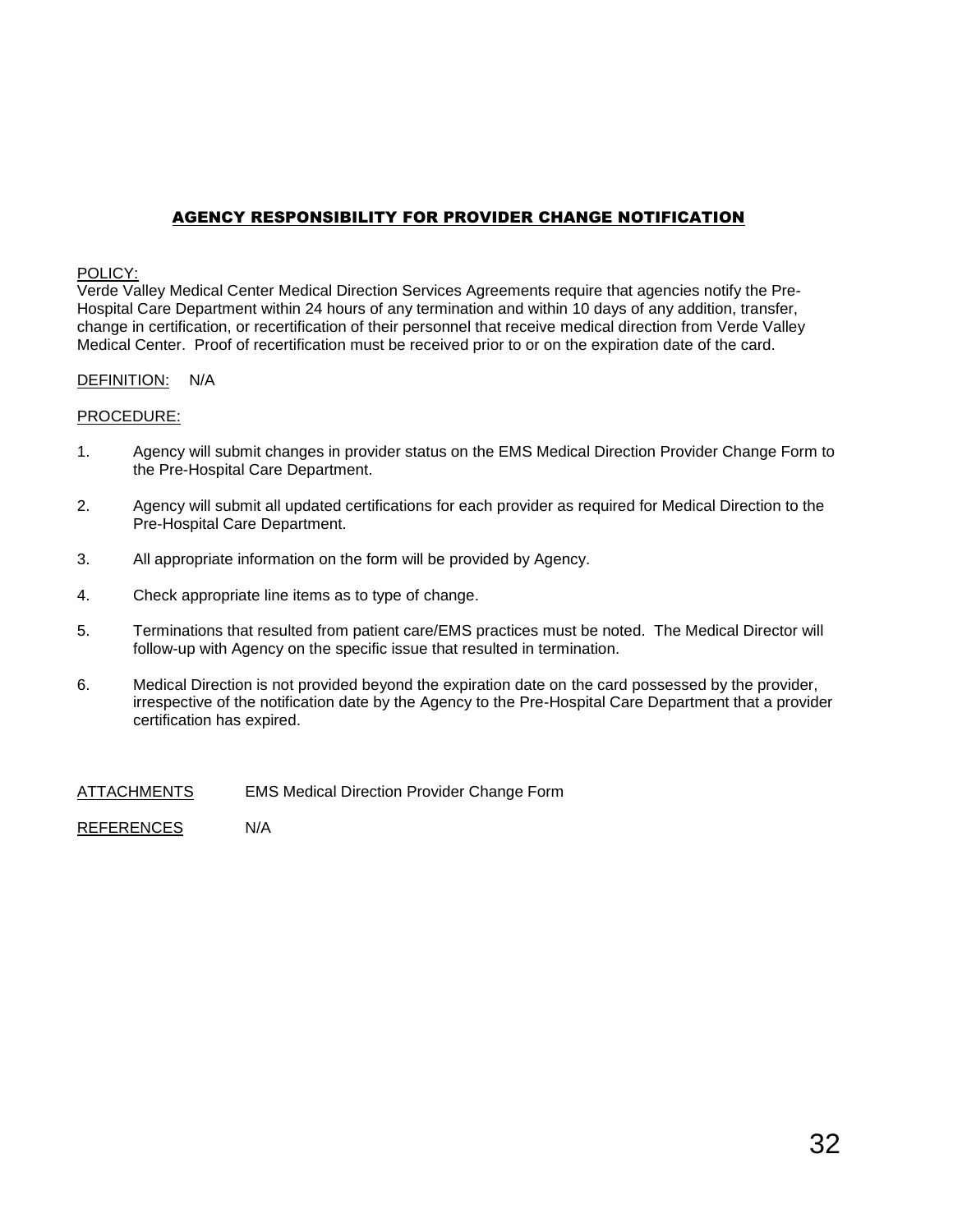## AGENCY RESPONSIBILITY FOR PROVIDER CHANGE NOTIFICATION

POLICY:
Verde Valley Medical Center Medical Direction Services Agreements require that agencies notify the Pre-Hospital Care Department within 24 hours of any termination and within 10 days of any addition, transfer, change in certification, or recertification of their personnel that receive medical direction from Verde Valley Medical Center. Proof of recertification must be received prior to or on the expiration date of the card.

DEFINITION: N/A

PROCEDURE:

1. Agency will submit changes in provider status on the EMS Medical Direction Provider Change Form to the Pre-Hospital Care Department.

2. Agency will submit all updated certifications for each provider as required for Medical Direction to the Pre-Hospital Care Department.

3. All appropriate information on the form will be provided by Agency.

4. Check appropriate line items as to type of change.

5. Terminations that resulted from patient care/EMS practices must be noted. The Medical Director will follow-up with Agency on the specific issue that resulted in termination.

6. Medical Direction is not provided beyond the expiration date on the card possessed by the provider, irrespective of the notification date by the Agency to the Pre-Hospital Care Department that a provider certification has expired.

ATTACHMENTS EMS Medical Direction Provider Change Form

REFERENCES N/A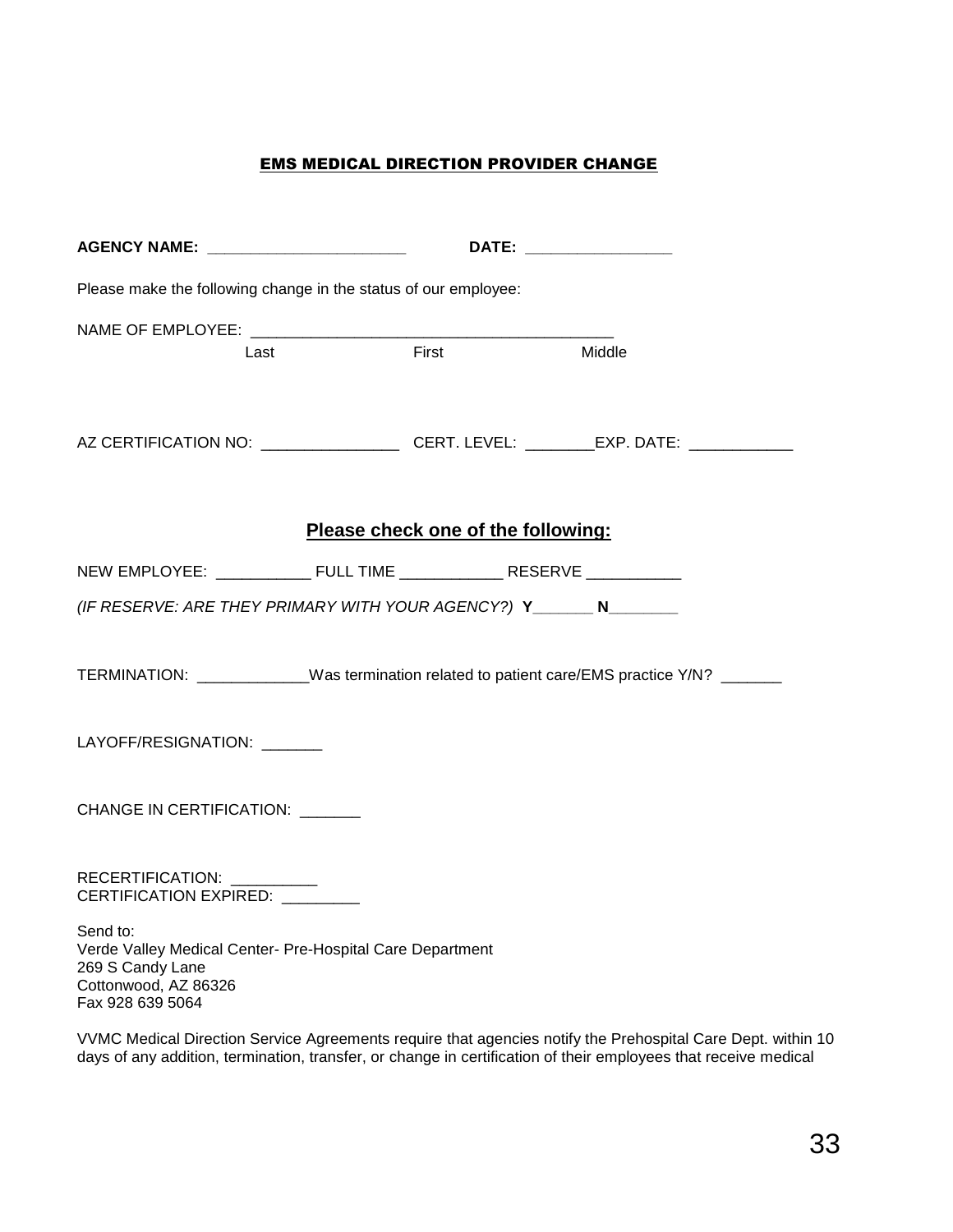## EMS MEDICAL DIRECTION PROVIDER CHANGE

**AGENCY NAME: ______________________** **DATE: ________________**

Please make the following change in the status of our employee:

NAME OF EMPLOYEE: ________________________________________

Last First Middle

AZ CERTIFICATION NO: _______________ CERT. LEVEL: _______EXP. DATE: ___________

### Please check one of the following:

NEW EMPLOYEE: __________ FULL TIME ___________ RESERVE __________

*(IF RESERVE: ARE THEY PRIMARY WITH YOUR AGENCY?)* **Y_______ N________**

TERMINATION: ____________Was termination related to patient care/EMS practice Y/N? _______

LAYOFF/RESIGNATION: _______

CHANGE IN CERTIFICATION: _______

RECERTIFICATION: __________
CERTIFICATION EXPIRED: _________

Send to:
Verde Valley Medical Center- Pre-Hospital Care Department
269 S Candy Lane
Cottonwood, AZ 86326
Fax 928 639 5064

VVMC Medical Direction Service Agreements require that agencies notify the Prehospital Care Dept. within 10 days of any addition, termination, transfer, or change in certification of their employees that receive medical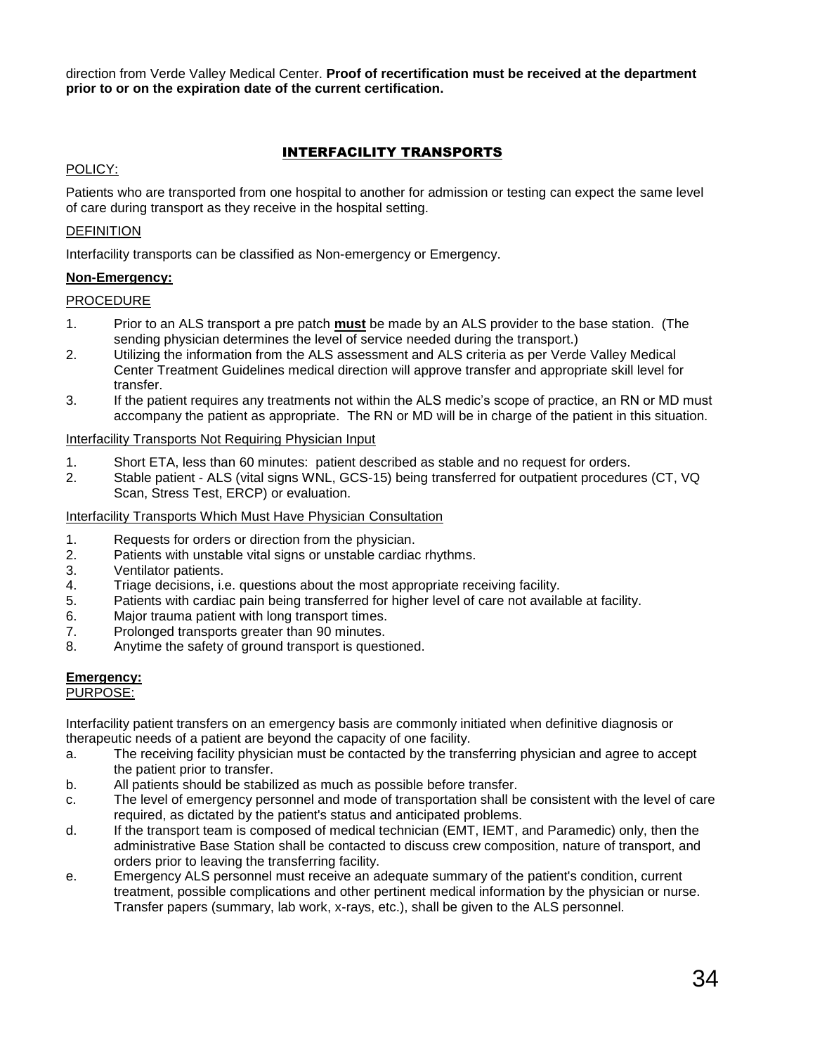direction from Verde Valley Medical Center. **Proof of recertification must be received at the department prior to or on the expiration date of the current certification.**

## INTERFACILITY TRANSPORTS

POLICY:

Patients who are transported from one hospital to another for admission or testing can expect the same level of care during transport as they receive in the hospital setting.

DEFINITION

Interfacility transports can be classified as Non-emergency or Emergency.

**Non-Emergency:**

PROCEDURE

1. Prior to an ALS transport a pre patch **must** be made by an ALS provider to the base station. (The sending physician determines the level of service needed during the transport.)
2. Utilizing the information from the ALS assessment and ALS criteria as per Verde Valley Medical Center Treatment Guidelines medical direction will approve transfer and appropriate skill level for transfer.
3. If the patient requires any treatments not within the ALS medic's scope of practice, an RN or MD must accompany the patient as appropriate. The RN or MD will be in charge of the patient in this situation.

Interfacility Transports Not Requiring Physician Input

1. Short ETA, less than 60 minutes: patient described as stable and no request for orders.
2. Stable patient - ALS (vital signs WNL, GCS-15) being transferred for outpatient procedures (CT, VQ Scan, Stress Test, ERCP) or evaluation.

Interfacility Transports Which Must Have Physician Consultation

1. Requests for orders or direction from the physician.
2. Patients with unstable vital signs or unstable cardiac rhythms.
3. Ventilator patients.
4. Triage decisions, i.e. questions about the most appropriate receiving facility.
5. Patients with cardiac pain being transferred for higher level of care not available at facility.
6. Major trauma patient with long transport times.
7. Prolonged transports greater than 90 minutes.
8. Anytime the safety of ground transport is questioned.

**Emergency:**

PURPOSE:

Interfacility patient transfers on an emergency basis are commonly initiated when definitive diagnosis or therapeutic needs of a patient are beyond the capacity of one facility.

a. The receiving facility physician must be contacted by the transferring physician and agree to accept the patient prior to transfer.
b. All patients should be stabilized as much as possible before transfer.
c. The level of emergency personnel and mode of transportation shall be consistent with the level of care required, as dictated by the patient's status and anticipated problems.
d. If the transport team is composed of medical technician (EMT, IEMT, and Paramedic) only, then the administrative Base Station shall be contacted to discuss crew composition, nature of transport, and orders prior to leaving the transferring facility.
e. Emergency ALS personnel must receive an adequate summary of the patient's condition, current treatment, possible complications and other pertinent medical information by the physician or nurse. Transfer papers (summary, lab work, x-rays, etc.), shall be given to the ALS personnel.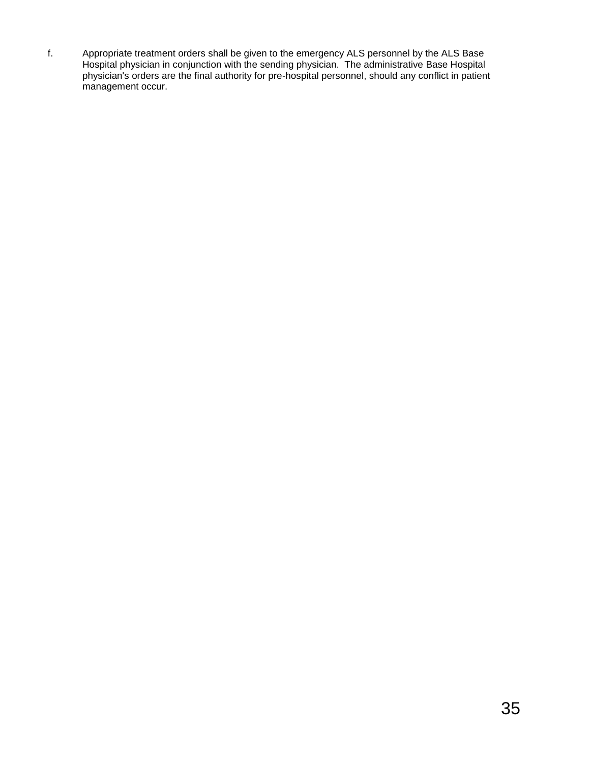f. Appropriate treatment orders shall be given to the emergency ALS personnel by the ALS Base Hospital physician in conjunction with the sending physician. The administrative Base Hospital physician's orders are the final authority for pre-hospital personnel, should any conflict in patient management occur.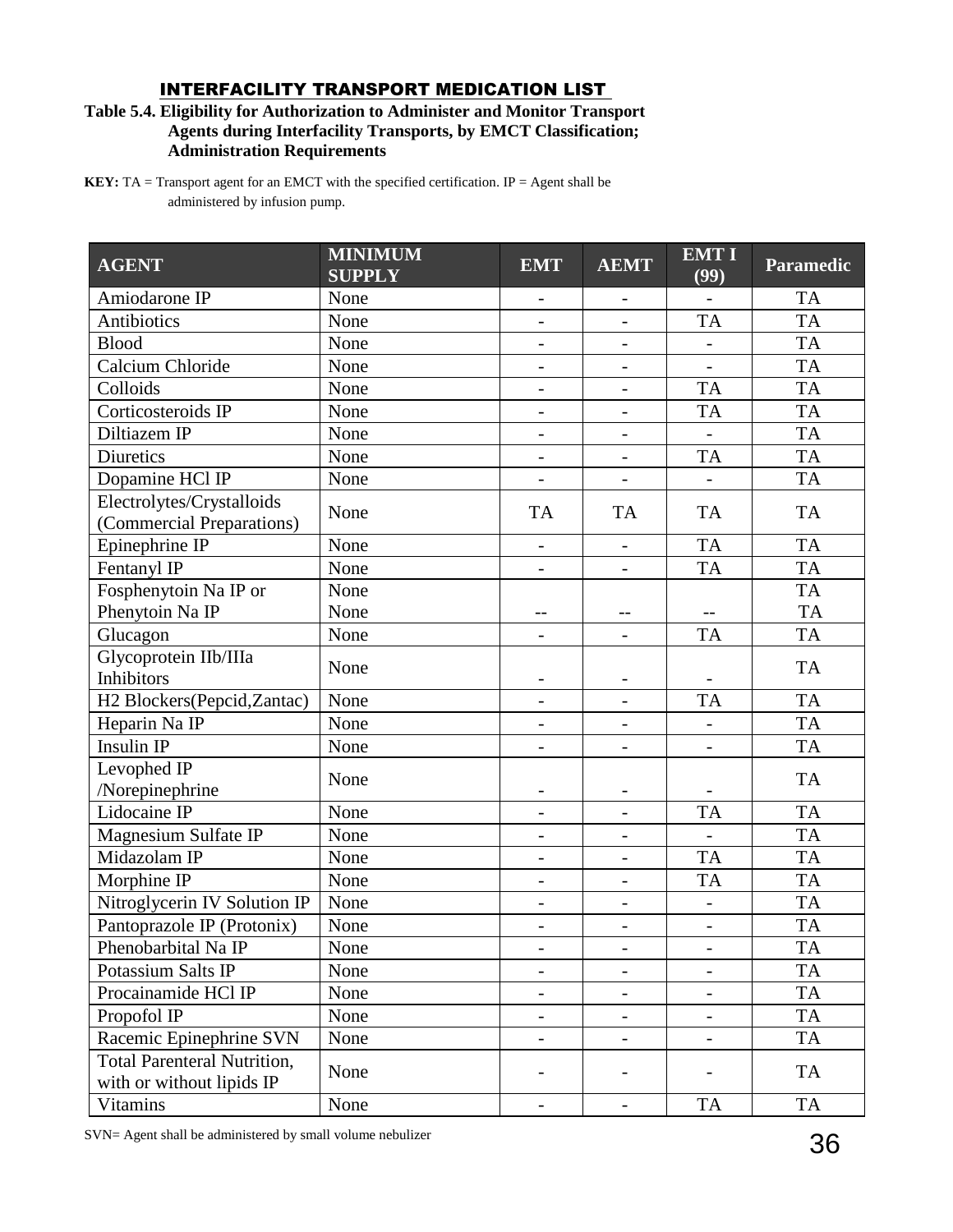## INTERFACILITY TRANSPORT MEDICATION LIST

**Table 5.4. Eligibility for Authorization to Administer and Monitor Transport Agents during Interfacility Transports, by EMCT Classification; Administration Requirements**

**KEY:** TA = Transport agent for an EMCT with the specified certification. IP = Agent shall be administered by infusion pump.

| AGENT | MINIMUM SUPPLY | EMT | AEMT | EMT I (99) | Paramedic |
|---|---|---|---|---|---|
| Amiodarone IP | None | - | - | - | TA |
| Antibiotics | None | - | - | TA | TA |
| Blood | None | - | - | - | TA |
| Calcium Chloride | None | - | - | - | TA |
| Colloids | None | - | - | TA | TA |
| Corticosteroids IP | None | - | - | TA | TA |
| Diltiazem IP | None | - | - | - | TA |
| Diuretics | None | - | - | TA | TA |
| Dopamine HCl IP | None | - | - | - | TA |
| Electrolytes/Crystalloids (Commercial Preparations) | None | TA | TA | TA | TA |
| Epinephrine IP | None | - | - | TA | TA |
| Fentanyl IP | None | - | - | TA | TA |
| Fosphenytoin Na IP or Phenytoin Na IP | None<br>None | -- | -- | -- | TA<br>TA |
| Glucagon | None | - | - | TA | TA |
| Glycoprotein IIb/IIIa Inhibitors | None | - | - | - | TA |
| H2 Blockers(Pepcid,Zantac) | None | - | - | TA | TA |
| Heparin Na IP | None | - | - | - | TA |
| Insulin IP | None | - | - | - | TA |
| Levophed IP /Norepinephrine | None | - | - | - | TA |
| Lidocaine IP | None | - | - | TA | TA |
| Magnesium Sulfate IP | None | - | - | - | TA |
| Midazolam IP | None | - | - | TA | TA |
| Morphine IP | None | - | - | TA | TA |
| Nitroglycerin IV Solution IP | None | - | - | - | TA |
| Pantoprazole IP (Protonix) | None | - | - | - | TA |
| Phenobarbital Na IP | None | - | - | - | TA |
| Potassium Salts IP | None | - | - | - | TA |
| Procainamide HCl IP | None | - | - | - | TA |
| Propofol IP | None | - | - | - | TA |
| Racemic Epinephrine SVN | None | - | - | - | TA |
| Total Parenteral Nutrition, with or without lipids IP | None | - | - | - | TA |
| Vitamins | None | - | - | TA | TA |

SVN= Agent shall be administered by small volume nebulizer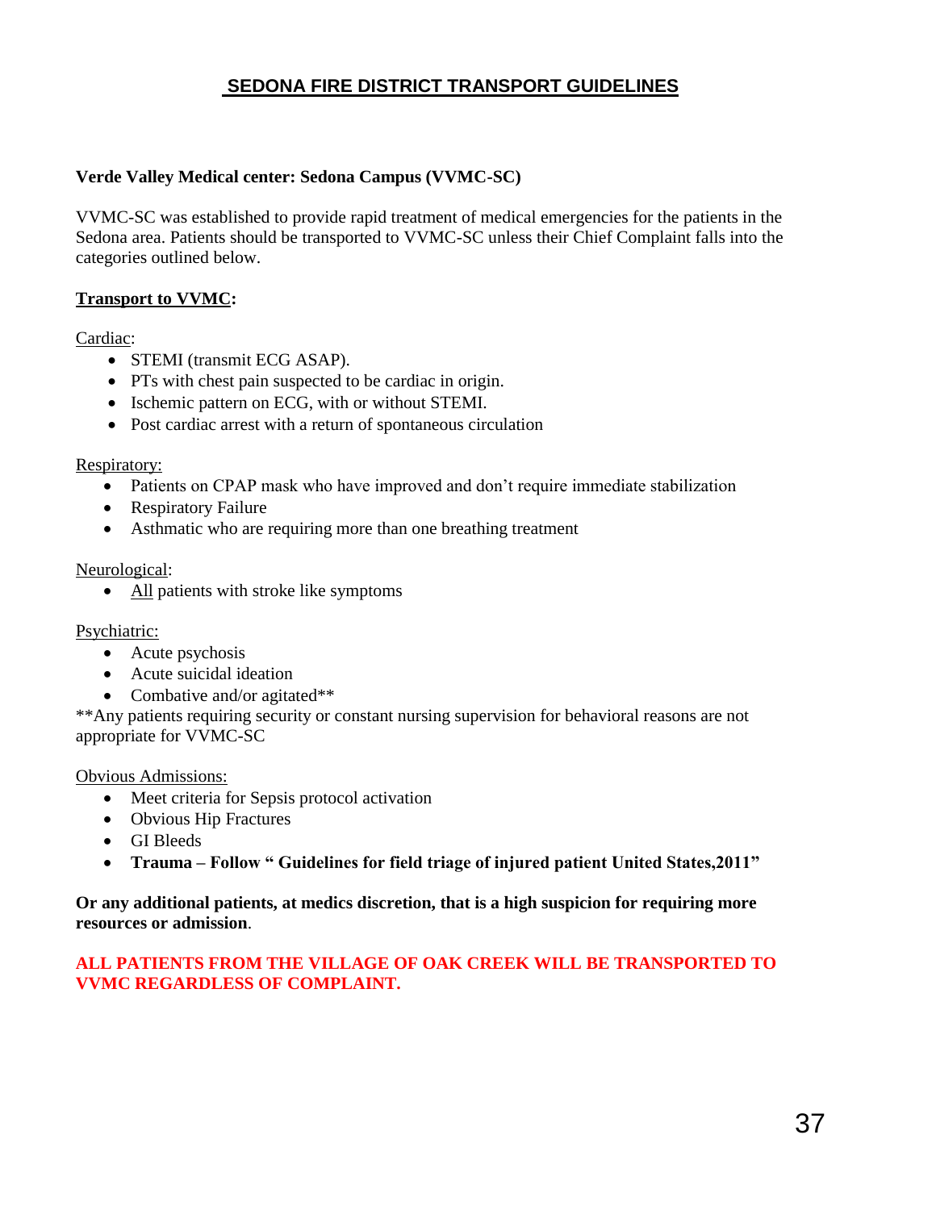# SEDONA FIRE DISTRICT TRANSPORT GUIDELINES

**Verde Valley Medical center: Sedona Campus (VVMC-SC)**

VVMC-SC was established to provide rapid treatment of medical emergencies for the patients in the Sedona area. Patients should be transported to VVMC-SC unless their Chief Complaint falls into the categories outlined below.

**Transport to VVMC:**

Cardiac:

- STEMI (transmit ECG ASAP).
- PTs with chest pain suspected to be cardiac in origin.
- Ischemic pattern on ECG, with or without STEMI.
- Post cardiac arrest with a return of spontaneous circulation

Respiratory:

- Patients on CPAP mask who have improved and don't require immediate stabilization
- Respiratory Failure
- Asthmatic who are requiring more than one breathing treatment

Neurological:

- All patients with stroke like symptoms

Psychiatric:

- Acute psychosis
- Acute suicidal ideation
- Combative and/or agitated**

**Any patients requiring security or constant nursing supervision for behavioral reasons are not appropriate for VVMC-SC

Obvious Admissions:

- Meet criteria for Sepsis protocol activation
- Obvious Hip Fractures
- GI Bleeds
- **Trauma – Follow " Guidelines for field triage of injured patient United States,2011"**

**Or any additional patients, at medics discretion, that is a high suspicion for requiring more resources or admission**.

**ALL PATIENTS FROM THE VILLAGE OF OAK CREEK WILL BE TRANSPORTED TO VVMC REGARDLESS OF COMPLAINT.**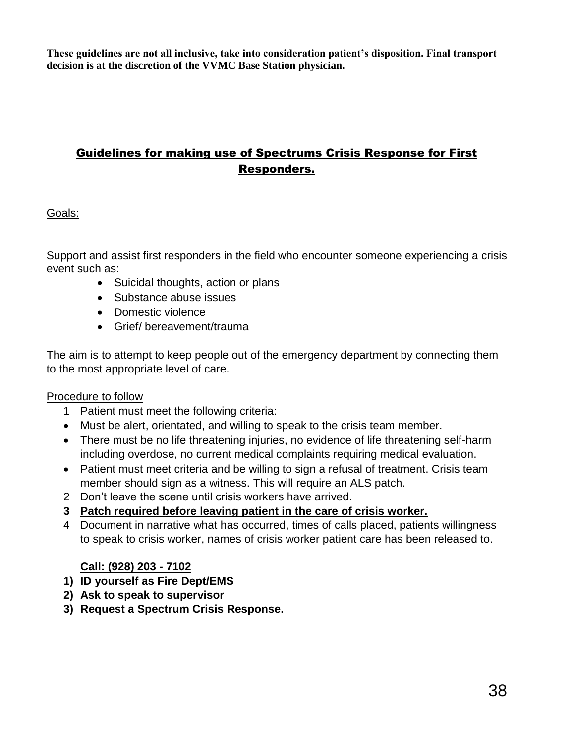**These guidelines are not all inclusive, take into consideration patient's disposition. Final transport decision is at the discretion of the VVMC Base Station physician.**

## Guidelines for making use of Spectrums Crisis Response for First Responders.

Goals:

Support and assist first responders in the field who encounter someone experiencing a crisis event such as:

- Suicidal thoughts, action or plans
- Substance abuse issues
- Domestic violence
- Grief/ bereavement/trauma

The aim is to attempt to keep people out of the emergency department by connecting them to the most appropriate level of care.

Procedure to follow

1 Patient must meet the following criteria:

- Must be alert, orientated, and willing to speak to the crisis team member.
- There must be no life threatening injuries, no evidence of life threatening self-harm including overdose, no current medical complaints requiring medical evaluation.
- Patient must meet criteria and be willing to sign a refusal of treatment. Crisis team member should sign as a witness. This will require an ALS patch.

2 Don't leave the scene until crisis workers have arrived.

**3 Patch required before leaving patient in the care of crisis worker.**

4 Document in narrative what has occurred, times of calls placed, patients willingness to speak to crisis worker, names of crisis worker patient care has been released to.

**Call: (928) 203 - 7102**

**1) ID yourself as Fire Dept/EMS**

**2) Ask to speak to supervisor**

**3) Request a Spectrum Crisis Response.**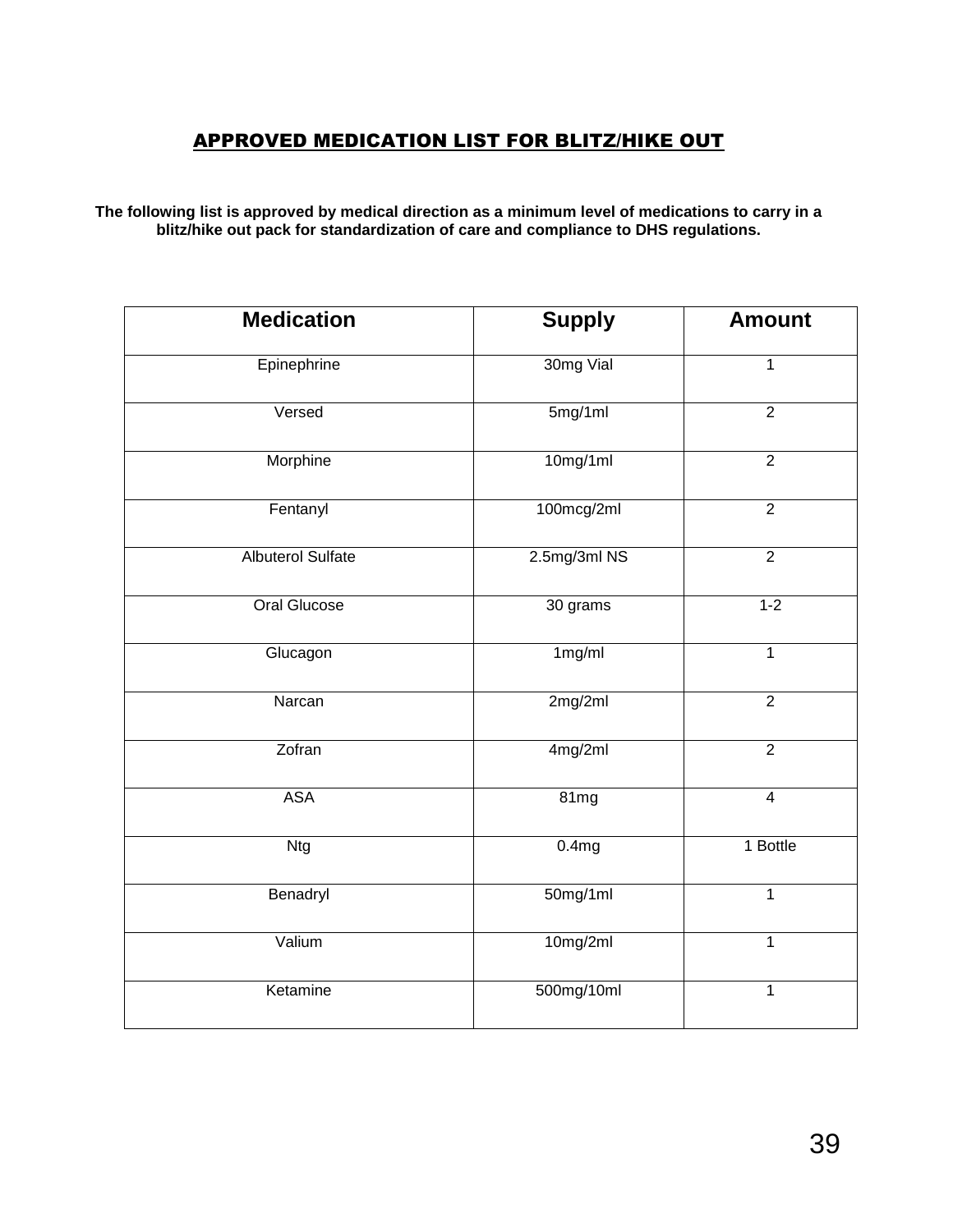## APPROVED MEDICATION LIST FOR BLITZ/HIKE OUT

**The following list is approved by medical direction as a minimum level of medications to carry in a blitz/hike out pack for standardization of care and compliance to DHS regulations.**

| Medication | Supply | Amount |
|---|---|---|
| Epinephrine | 30mg Vial | 1 |
| Versed | 5mg/1ml | 2 |
| Morphine | 10mg/1ml | 2 |
| Fentanyl | 100mcg/2ml | 2 |
| Albuterol Sulfate | 2.5mg/3ml NS | 2 |
| Oral Glucose | 30 grams | 1-2 |
| Glucagon | 1mg/ml | 1 |
| Narcan | 2mg/2ml | 2 |
| Zofran | 4mg/2ml | 2 |
| ASA | 81mg | 4 |
| Ntg | 0.4mg | 1 Bottle |
| Benadryl | 50mg/1ml | 1 |
| Valium | 10mg/2ml | 1 |
| Ketamine | 500mg/10ml | 1 |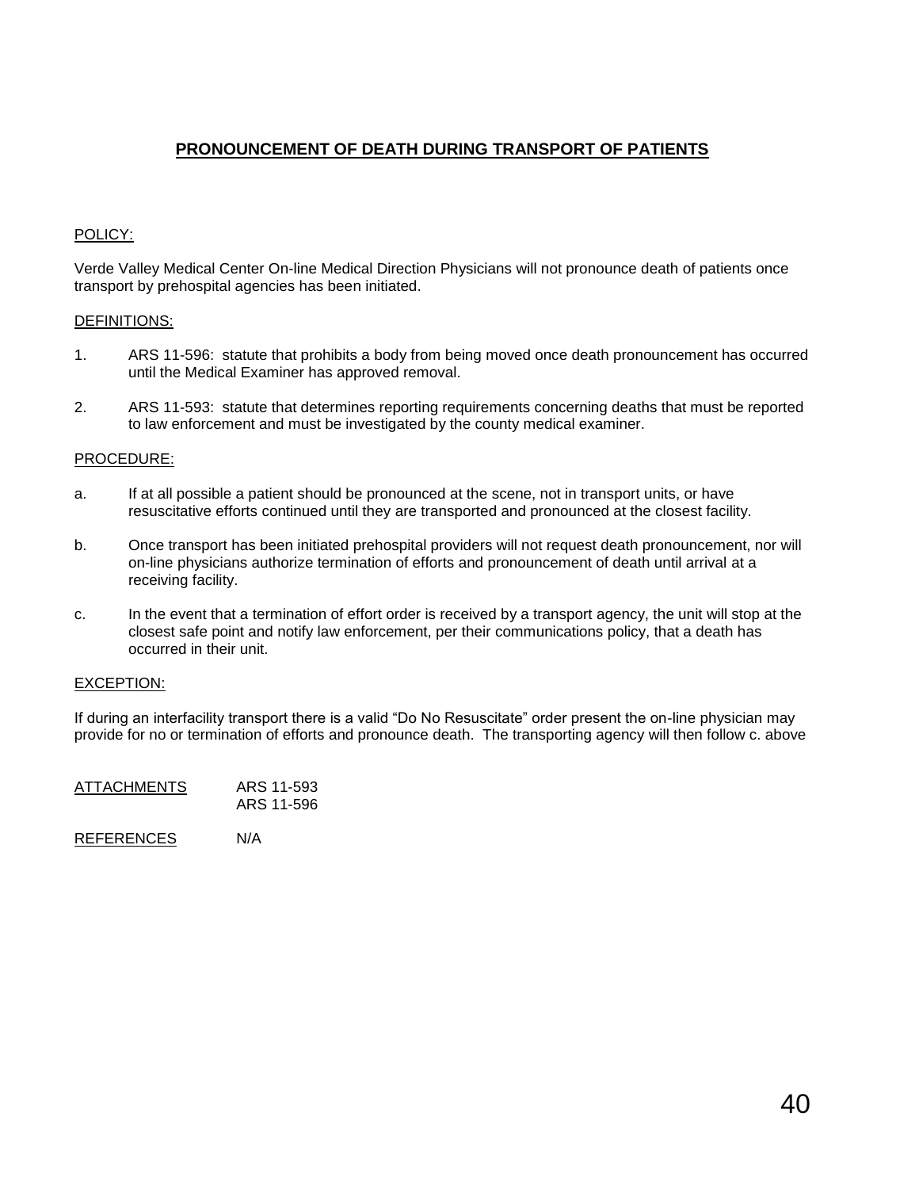# PRONOUNCEMENT OF DEATH DURING TRANSPORT OF PATIENTS

POLICY:

Verde Valley Medical Center On-line Medical Direction Physicians will not pronounce death of patients once transport by prehospital agencies has been initiated.

DEFINITIONS:

1. ARS 11-596: statute that prohibits a body from being moved once death pronouncement has occurred until the Medical Examiner has approved removal.

2. ARS 11-593: statute that determines reporting requirements concerning deaths that must be reported to law enforcement and must be investigated by the county medical examiner.

PROCEDURE:

a. If at all possible a patient should be pronounced at the scene, not in transport units, or have resuscitative efforts continued until they are transported and pronounced at the closest facility.

b. Once transport has been initiated prehospital providers will not request death pronouncement, nor will on-line physicians authorize termination of efforts and pronouncement of death until arrival at a receiving facility.

c. In the event that a termination of effort order is received by a transport agency, the unit will stop at the closest safe point and notify law enforcement, per their communications policy, that a death has occurred in their unit.

EXCEPTION:

If during an interfacility transport there is a valid "Do No Resuscitate" order present the on-line physician may provide for no or termination of efforts and pronounce death. The transporting agency will then follow c. above

ATTACHMENTS ARS 11-593
ARS 11-596

REFERENCES N/A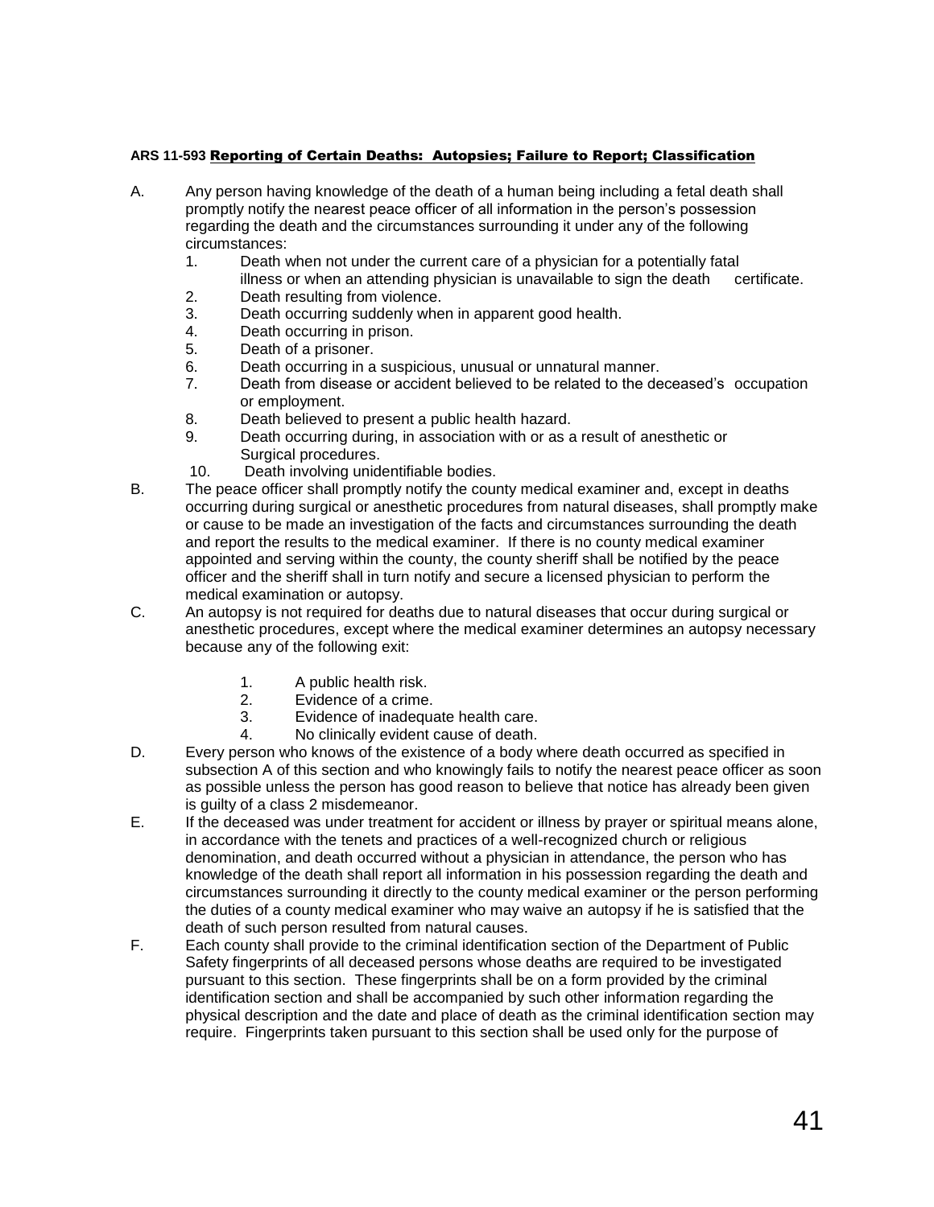**ARS 11-593** **Reporting of Certain Deaths: Autopsies; Failure to Report; Classification**

A. Any person having knowledge of the death of a human being including a fetal death shall promptly notify the nearest peace officer of all information in the person's possession regarding the death and the circumstances surrounding it under any of the following circumstances:
   1. Death when not under the current care of a physician for a potentially fatal illness or when an attending physician is unavailable to sign the death certificate.
   2. Death resulting from violence.
   3. Death occurring suddenly when in apparent good health.
   4. Death occurring in prison.
   5. Death of a prisoner.
   6. Death occurring in a suspicious, unusual or unnatural manner.
   7. Death from disease or accident believed to be related to the deceased's occupation or employment.
   8. Death believed to present a public health hazard.
   9. Death occurring during, in association with or as a result of anesthetic or Surgical procedures.
   10. Death involving unidentifiable bodies.

B. The peace officer shall promptly notify the county medical examiner and, except in deaths occurring during surgical or anesthetic procedures from natural diseases, shall promptly make or cause to be made an investigation of the facts and circumstances surrounding the death and report the results to the medical examiner. If there is no county medical examiner appointed and serving within the county, the county sheriff shall be notified by the peace officer and the sheriff shall in turn notify and secure a licensed physician to perform the medical examination or autopsy.

C. An autopsy is not required for deaths due to natural diseases that occur during surgical or anesthetic procedures, except where the medical examiner determines an autopsy necessary because any of the following exit:
   1. A public health risk.
   2. Evidence of a crime.
   3. Evidence of inadequate health care.
   4. No clinically evident cause of death.

D. Every person who knows of the existence of a body where death occurred as specified in subsection A of this section and who knowingly fails to notify the nearest peace officer as soon as possible unless the person has good reason to believe that notice has already been given is guilty of a class 2 misdemeanor.

E. If the deceased was under treatment for accident or illness by prayer or spiritual means alone, in accordance with the tenets and practices of a well-recognized church or religious denomination, and death occurred without a physician in attendance, the person who has knowledge of the death shall report all information in his possession regarding the death and circumstances surrounding it directly to the county medical examiner or the person performing the duties of a county medical examiner who may waive an autopsy if he is satisfied that the death of such person resulted from natural causes.

F. Each county shall provide to the criminal identification section of the Department of Public Safety fingerprints of all deceased persons whose deaths are required to be investigated pursuant to this section. These fingerprints shall be on a form provided by the criminal identification section and shall be accompanied by such other information regarding the physical description and the date and place of death as the criminal identification section may require. Fingerprints taken pursuant to this section shall be used only for the purpose of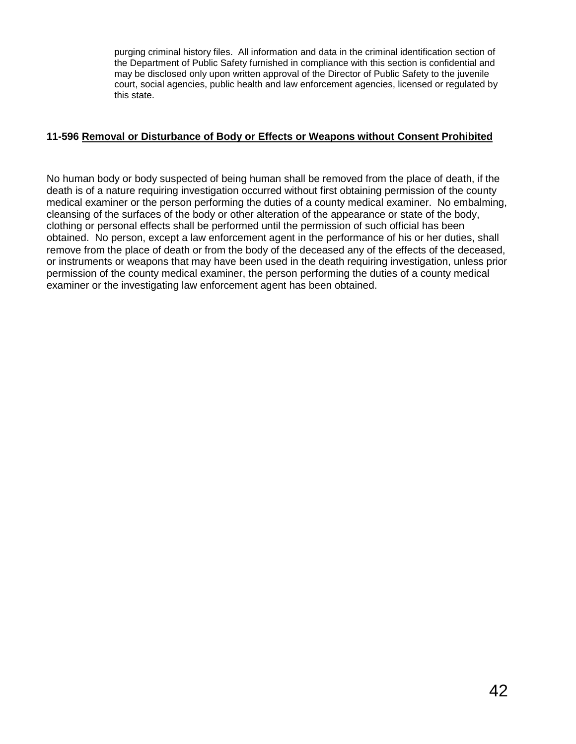purging criminal history files. All information and data in the criminal identification section of the Department of Public Safety furnished in compliance with this section is confidential and may be disclosed only upon written approval of the Director of Public Safety to the juvenile court, social agencies, public health and law enforcement agencies, licensed or regulated by this state.

**11-596 <u>Removal or Disturbance of Body or Effects or Weapons without Consent Prohibited</u>**

No human body or body suspected of being human shall be removed from the place of death, if the death is of a nature requiring investigation occurred without first obtaining permission of the county medical examiner or the person performing the duties of a county medical examiner. No embalming, cleansing of the surfaces of the body or other alteration of the appearance or state of the body, clothing or personal effects shall be performed until the permission of such official has been obtained. No person, except a law enforcement agent in the performance of his or her duties, shall remove from the place of death or from the body of the deceased any of the effects of the deceased, or instruments or weapons that may have been used in the death requiring investigation, unless prior permission of the county medical examiner, the person performing the duties of a county medical examiner or the investigating law enforcement agent has been obtained.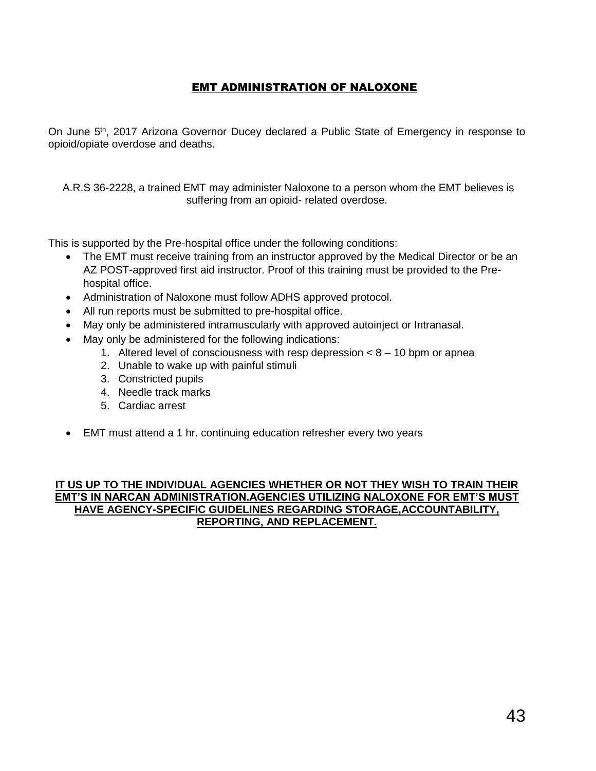# EMT ADMINISTRATION OF NALOXONE

On June 5th, 2017 Arizona Governor Ducey declared a Public State of Emergency in response to opioid/opiate overdose and deaths.

A.R.S 36-2228, a trained EMT may administer Naloxone to a person whom the EMT believes is suffering from an opioid- related overdose.

This is supported by the Pre-hospital office under the following conditions:

- The EMT must receive training from an instructor approved by the Medical Director or be an AZ POST-approved first aid instructor. Proof of this training must be provided to the Pre-hospital office.
- Administration of Naloxone must follow ADHS approved protocol.
- All run reports must be submitted to pre-hospital office.
- May only be administered intramuscularly with approved autoinject or Intranasal.
- May only be administered for the following indications:
    1. Altered level of consciousness with resp depression < 8 – 10 bpm or apnea
    2. Unable to wake up with painful stimuli
    3. Constricted pupils
    4. Needle track marks
    5. Cardiac arrest
- EMT must attend a 1 hr. continuing education refresher every two years

**IT US UP TO THE INDIVIDUAL AGENCIES WHETHER OR NOT THEY WISH TO TRAIN THEIR EMT'S IN NARCAN ADMINISTRATION.AGENCIES UTILIZING NALOXONE FOR EMT'S MUST HAVE AGENCY-SPECIFIC GUIDELINES REGARDING STORAGE,ACCOUNTABILITY, REPORTING, AND REPLACEMENT.**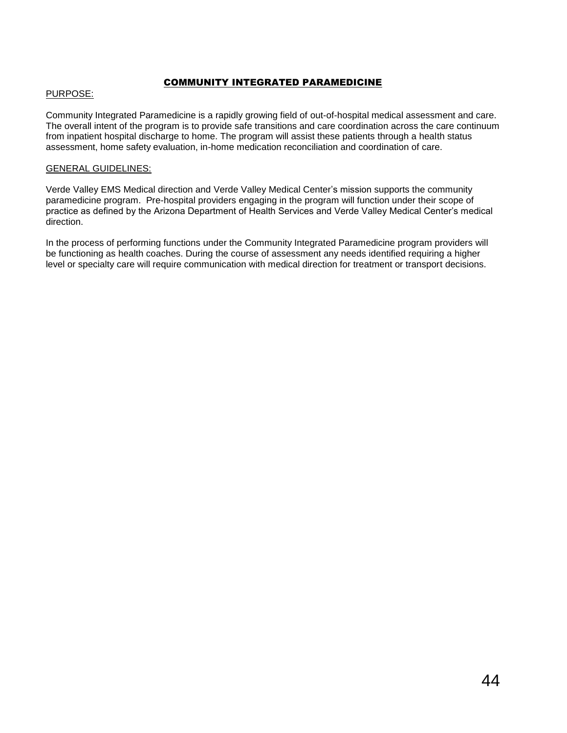# COMMUNITY INTEGRATED PARAMEDICINE

## PURPOSE:

Community Integrated Paramedicine is a rapidly growing field of out-of-hospital medical assessment and care. The overall intent of the program is to provide safe transitions and care coordination across the care continuum from inpatient hospital discharge to home. The program will assist these patients through a health status assessment, home safety evaluation, in-home medication reconciliation and coordination of care.

## GENERAL GUIDELINES:

Verde Valley EMS Medical direction and Verde Valley Medical Center's mission supports the community paramedicine program. Pre-hospital providers engaging in the program will function under their scope of practice as defined by the Arizona Department of Health Services and Verde Valley Medical Center's medical direction.

In the process of performing functions under the Community Integrated Paramedicine program providers will be functioning as health coaches. During the course of assessment any needs identified requiring a higher level or specialty care will require communication with medical direction for treatment or transport decisions.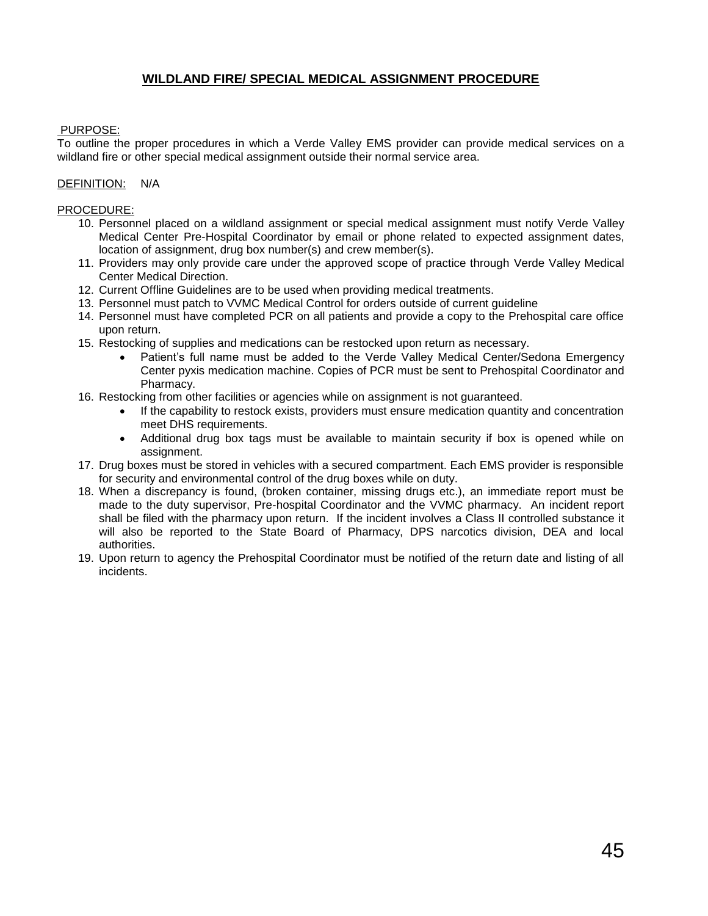# WILDLAND FIRE/ SPECIAL MEDICAL ASSIGNMENT PROCEDURE

PURPOSE:

To outline the proper procedures in which a Verde Valley EMS provider can provide medical services on a wildland fire or other special medical assignment outside their normal service area.

DEFINITION: N/A

PROCEDURE:

10. Personnel placed on a wildland assignment or special medical assignment must notify Verde Valley Medical Center Pre-Hospital Coordinator by email or phone related to expected assignment dates, location of assignment, drug box number(s) and crew member(s).
11. Providers may only provide care under the approved scope of practice through Verde Valley Medical Center Medical Direction.
12. Current Offline Guidelines are to be used when providing medical treatments.
13. Personnel must patch to VVMC Medical Control for orders outside of current guideline
14. Personnel must have completed PCR on all patients and provide a copy to the Prehospital care office upon return.
15. Restocking of supplies and medications can be restocked upon return as necessary.
    - Patient's full name must be added to the Verde Valley Medical Center/Sedona Emergency Center pyxis medication machine. Copies of PCR must be sent to Prehospital Coordinator and Pharmacy.
16. Restocking from other facilities or agencies while on assignment is not guaranteed.
    - If the capability to restock exists, providers must ensure medication quantity and concentration meet DHS requirements.
    - Additional drug box tags must be available to maintain security if box is opened while on assignment.
17. Drug boxes must be stored in vehicles with a secured compartment. Each EMS provider is responsible for security and environmental control of the drug boxes while on duty.
18. When a discrepancy is found, (broken container, missing drugs etc.), an immediate report must be made to the duty supervisor, Pre-hospital Coordinator and the VVMC pharmacy. An incident report shall be filed with the pharmacy upon return. If the incident involves a Class II controlled substance it will also be reported to the State Board of Pharmacy, DPS narcotics division, DEA and local authorities.
19. Upon return to agency the Prehospital Coordinator must be notified of the return date and listing of all incidents.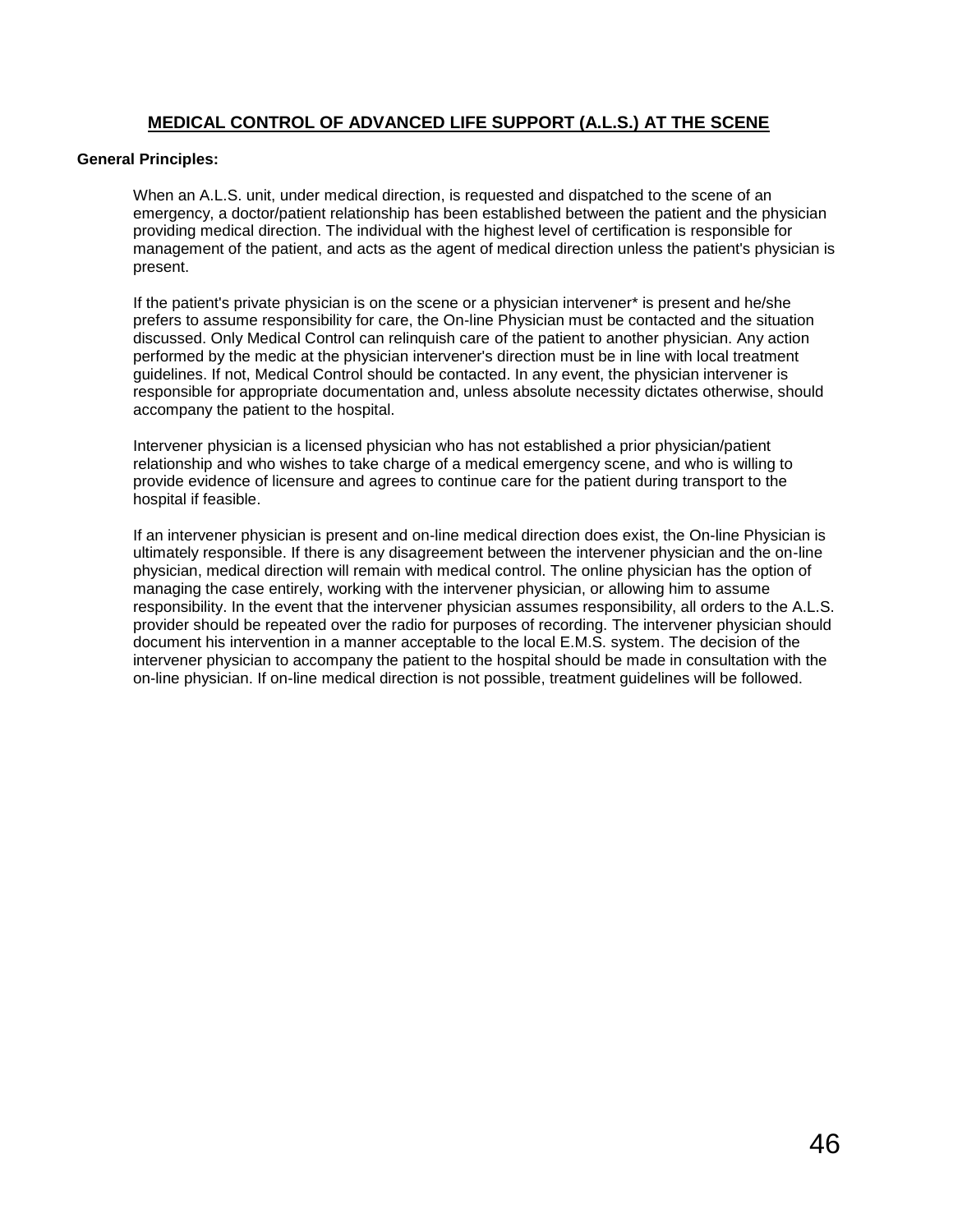## MEDICAL CONTROL OF ADVANCED LIFE SUPPORT (A.L.S.) AT THE SCENE

**General Principles:**

When an A.L.S. unit, under medical direction, is requested and dispatched to the scene of an emergency, a doctor/patient relationship has been established between the patient and the physician providing medical direction. The individual with the highest level of certification is responsible for management of the patient, and acts as the agent of medical direction unless the patient's physician is present.

If the patient's private physician is on the scene or a physician intervener* is present and he/she prefers to assume responsibility for care, the On-line Physician must be contacted and the situation discussed. Only Medical Control can relinquish care of the patient to another physician. Any action performed by the medic at the physician intervener's direction must be in line with local treatment guidelines. If not, Medical Control should be contacted. In any event, the physician intervener is responsible for appropriate documentation and, unless absolute necessity dictates otherwise, should accompany the patient to the hospital.

Intervener physician is a licensed physician who has not established a prior physician/patient relationship and who wishes to take charge of a medical emergency scene, and who is willing to provide evidence of licensure and agrees to continue care for the patient during transport to the hospital if feasible.

If an intervener physician is present and on-line medical direction does exist, the On-line Physician is ultimately responsible. If there is any disagreement between the intervener physician and the on-line physician, medical direction will remain with medical control. The online physician has the option of managing the case entirely, working with the intervener physician, or allowing him to assume responsibility. In the event that the intervener physician assumes responsibility, all orders to the A.L.S. provider should be repeated over the radio for purposes of recording. The intervener physician should document his intervention in a manner acceptable to the local E.M.S. system. The decision of the intervener physician to accompany the patient to the hospital should be made in consultation with the on-line physician. If on-line medical direction is not possible, treatment guidelines will be followed.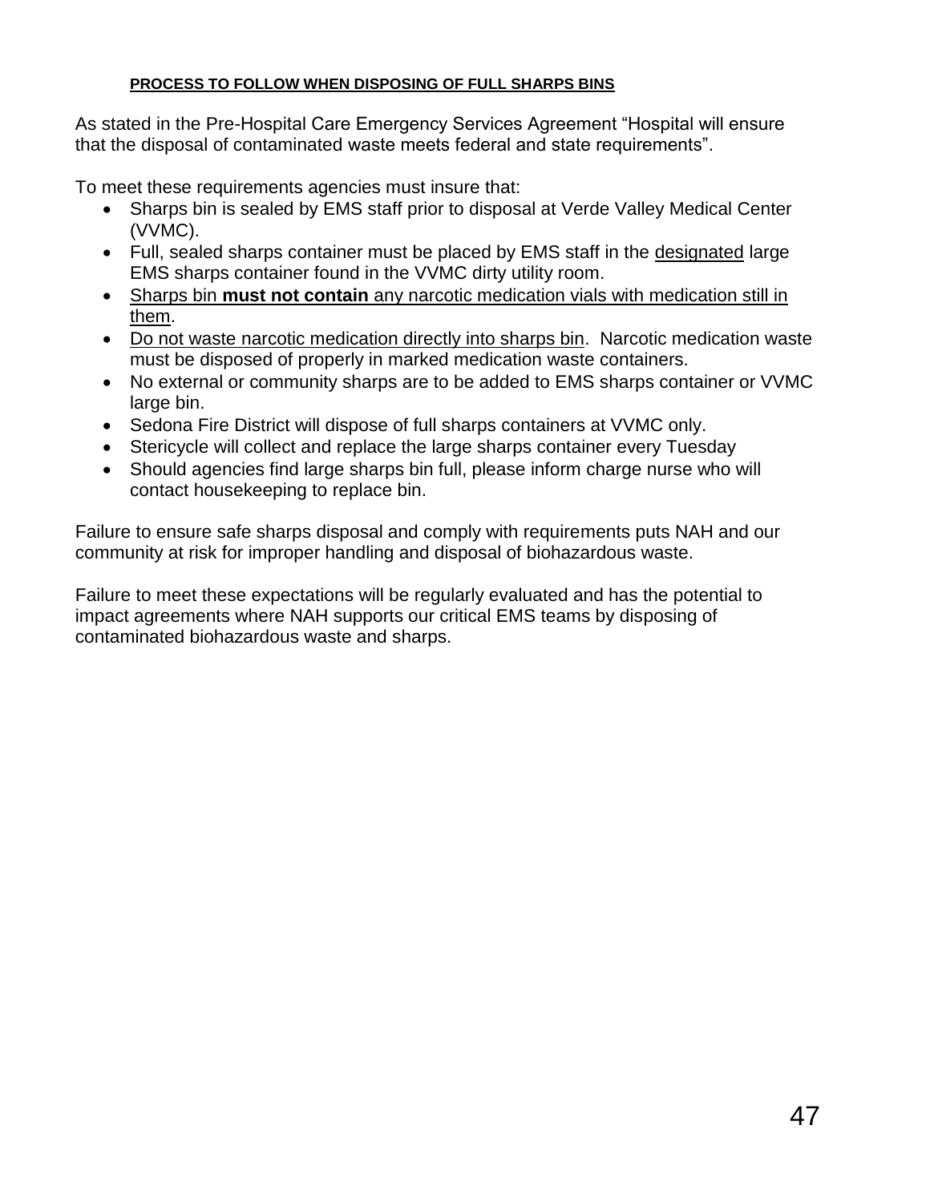### PROCESS TO FOLLOW WHEN DISPOSING OF FULL SHARPS BINS

As stated in the Pre-Hospital Care Emergency Services Agreement "Hospital will ensure that the disposal of contaminated waste meets federal and state requirements".

To meet these requirements agencies must insure that:

- Sharps bin is sealed by EMS staff prior to disposal at Verde Valley Medical Center (VVMC).
- Full, sealed sharps container must be placed by EMS staff in the designated large EMS sharps container found in the VVMC dirty utility room.
- Sharps bin **must not contain** any narcotic medication vials with medication still in them.
- Do not waste narcotic medication directly into sharps bin. Narcotic medication waste must be disposed of properly in marked medication waste containers.
- No external or community sharps are to be added to EMS sharps container or VVMC large bin.
- Sedona Fire District will dispose of full sharps containers at VVMC only.
- Stericycle will collect and replace the large sharps container every Tuesday
- Should agencies find large sharps bin full, please inform charge nurse who will contact housekeeping to replace bin.

Failure to ensure safe sharps disposal and comply with requirements puts NAH and our community at risk for improper handling and disposal of biohazardous waste.

Failure to meet these expectations will be regularly evaluated and has the potential to impact agreements where NAH supports our critical EMS teams by disposing of contaminated biohazardous waste and sharps.